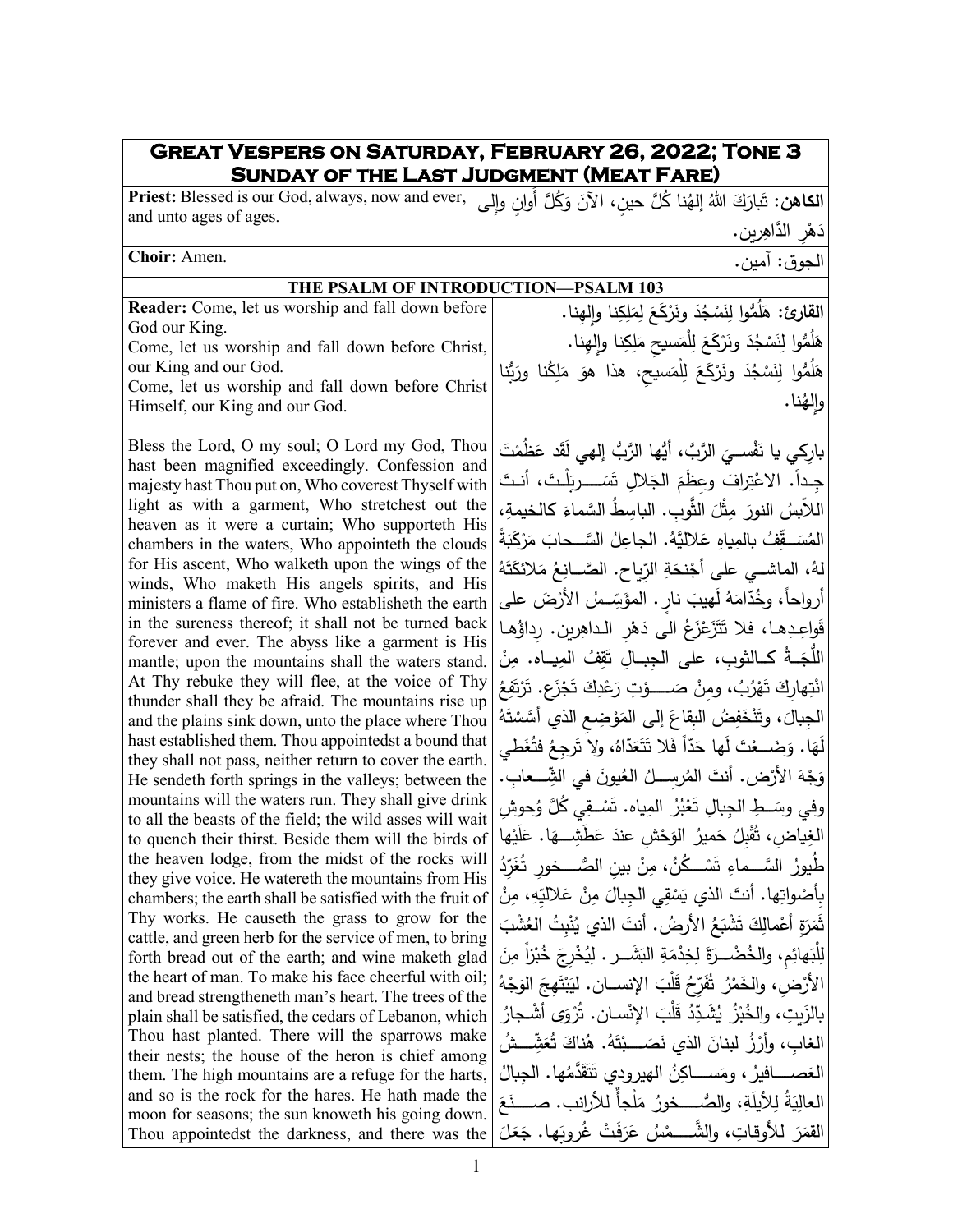# Great Vespers on Saturday, February 26, 2022; Tone 3
## Sunday of the Last Judgment (Meat Fare)

| | |
|---|---|
| **Priest:** Blessed is our God, always, now and ever, and unto ages of ages. | **الكاهن:** تَبارَكَ اللهُ إلهُنا كُلَّ حينٍ، الآنَ وَكُلَّ أوانٍ وإلى دَهْرِ الدَّاهِرين. |
| **Choir:** Amen. | الجوق: آمين. |

### THE PSALM OF INTRODUCTION—PSALM 103

| | |
|---|---|
| **Reader:** Come, let us worship and fall down before God our King.<br>Come, let us worship and fall down before Christ, our King and our God.<br>Come, let us worship and fall down before Christ Himself, our King and our God. | **القارئ:** هَلُمُّوا لِنَسْجُدَ ونَرْكَعَ لِمَلِكِنا وإلهِنا.<br>هَلُمُّوا لِنَسْجُدَ ونَرْكَعَ لِلْمَسيحِ مَلِكِنا وإلهِنا.<br>هَلُمُّوا لِنَسْجُدَ ونَرْكَعَ لِلْمَسيحِ، هذا هوَ مَلِكُنا ورَبُّنا وإلهُنا. |
| Bless the Lord, O my soul; O Lord my God, Thou hast been magnified exceedingly. Confession and majesty hast Thou put on, Who coverest Thyself with light as with a garment, Who stretchest out the heaven as it were a curtain; Who supporteth His chambers in the waters, Who appointeth the clouds for His ascent, Who walketh upon the wings of the winds, Who maketh His angels spirits, and His ministers a flame of fire. Who establisheth the earth in the sureness thereof; it shall not be turned back forever and ever. The abyss like a garment is His mantle; upon the mountains shall the waters stand. At Thy rebuke they will flee, at the voice of Thy thunder shall they be afraid. The mountains rise up and the plains sink down, unto the place where Thou hast established them. Thou appointedst a bound that they shall not pass, neither return to cover the earth. He sendeth forth springs in the valleys; between the mountains will the waters run. They shall give drink to all the beasts of the field; the wild asses will wait to quench their thirst. Beside them will the birds of the heaven lodge, from the midst of the rocks will they give voice. He watereth the mountains from His chambers; the earth shall be satisfied with the fruit of Thy works. He causeth the grass to grow for the cattle, and green herb for the service of men, to bring forth bread out of the earth; and wine maketh glad the heart of man. To make his face cheerful with oil; and bread strengtheneth man's heart. The trees of the plain shall be satisfied, the cedars of Lebanon, which Thou hast planted. There will the sparrows make their nests; the house of the heron is chief among them. The high mountains are a refuge for the harts, and so is the rock for the hares. He hath made the moon for seasons; the sun knoweth his going down. Thou appointedst the darkness, and there was the | بارِكِي يا نَفْسيَ الرَّبَّ، أيُّها الرَّبُّ إلهي لَقَد عَظُمْتَ جِداً. الاعْتِرافَ وعِظَمَ الجَلالِ تَسَربَلْتَ، أنتَ اللاّبِسُ النورَ مِثْلَ الثَّوبِ. الباسِطُ السَّماءَ كالخيمةِ، المُسَقِّفُ بالمِياهِ عَلاليَّهُ. الجاعِلُ السَّحابَ مَرْكَبَةً لهُ، الماشي على أجْنِحَةِ الرِّياح. الصَّانِعُ مَلائكَتَهُ أرواحاً، وخُدّامَهُ لَهيبَ نارٍ. المؤَسِّسُ الأرْضَ على قَواعِدِها، فلا تَتَزَعْزَعُ الى دَهْرِ الداهِرين. رِداؤُها اللُّجَةُ كالثوبِ، على الجِبالِ تَقِفُ المِياه. مِنْ انْتِهارِكَ تَهْرُبُ، ومِنْ صَوْتِ رَعْدِكَ تَجْزَع. تَرْتَفِعُ الجِبالَ، وتَنْخَفِضُ البِقاعَ إلى المَوْضِعِ الذي أسَّسْتَهُ لَهَا. وَضَعْتَ لَها حَدّاً فَلا تَتَعَدّاهُ، ولا تَرجِعُ فتُغَطي وَجْهَ الأرْض. أنتَ المُرسِلُ العُيونَ في الشِّعابِ. وفي وسَطِ الجِبالِ تَعْبُرُ المِياه. تَسْقِي كُلَّ وُحوشِ الغِياضِ، تُقْبِلُ حَميرُ الوَحْشِ عندَ عَطَشِها. عَلَيْها طُيورُ السَّماءِ تَسْكُنُ، مِنْ بينِ الصُّخورِ تُغَرِّدُ بِأَصْواتِها. أنتَ الذي يَسْقِي الجِبالَ مِنْ عَلاليِّهِ، مِنْ ثَمَرَةِ أعْمالِكَ تَشْبَعُ الأرضُ. أنتَ الذي يُنْبِتُ العُشْبَ لِلْبَهائِمِ، والخُضْرَةَ لِخِدْمَةِ البَشَرِ. لِيُخْرِجَ خُبْزاً مِنَ الأرْضِ، والخَمْرُ تُفَرِّحُ قَلْبَ الإنسان. لِيَبْتَهِجَ الوَجْهُ بالزَيتِ، والخُبْزُ يُشَدِّدُ قَلْبَ الإنْسان. تُرْوَى أشْجارُ الغابِ، وأرْزُ لبنانَ الذي نَصَبْتَهُ. هُناكَ تُعَشِّشُ العَصافيرُ، ومَساكِنُ الهيرودي تَتَقَدَّمُها. الجِبالُ العالِيَةُ لِلأيلَةِ، والصُّخورُ مَلْجأٌ للأرانب. صَنَعَ القمَرَ للأوقاتِ، والشَّمْسُ عَرَفَتْ غُروبَها. جَعَلَ |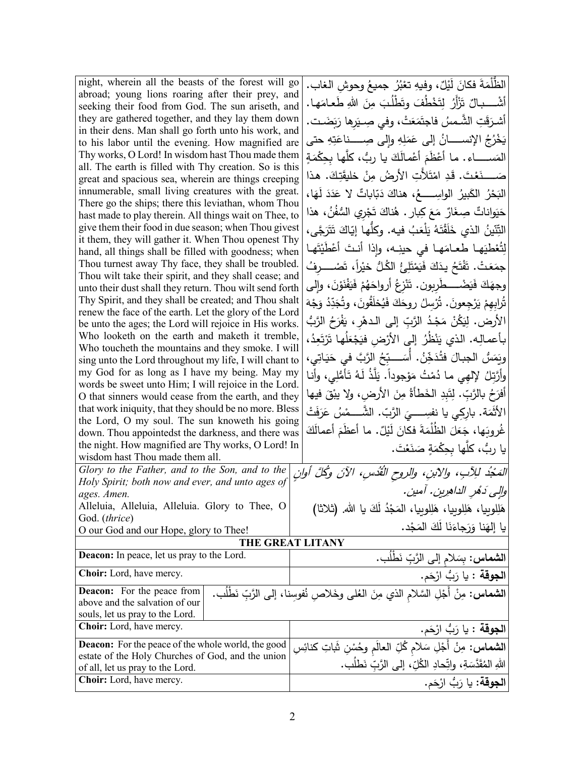| | |
|---|---|
| night, wherein all the beasts of the forest will go abroad; young lions roaring after their prey, and seeking their food from God. The sun ariseth, and they are gathered together, and they lay them down in their dens. Man shall go forth unto his work, and to his labor until the evening. How magnified are Thy works, O Lord! In wisdom hast Thou made them all. The earth is filled with Thy creation. So is this great and spacious sea, wherein are things creeping innumerable, small living creatures with the great. There go the ships; there this leviathan, whom Thou hast made to play therein. All things wait on Thee, to give them their food in due season; when Thou givest it them, they will gather it. When Thou openest Thy hand, all things shall be filled with goodness; when Thou turnest away Thy face, they shall be troubled. Thou wilt take their spirit, and they shall cease; and unto their dust shall they return. Thou wilt send forth Thy Spirit, and they shall be created; and Thou shalt renew the face of the earth. Let the glory of the Lord be unto the ages; the Lord will rejoice in His works. Who looketh on the earth and maketh it tremble, Who toucheth the mountains and they smoke. I will sing unto the Lord throughout my life, I will chant to my God for as long as I have my being. May my words be sweet unto Him; I will rejoice in the Lord. O that sinners would cease from the earth, and they that work iniquity, that they should be no more. Bless the Lord, O my soul. The sun knoweth his going down. Thou appointedst the darkness, and there was the night. How magnified are Thy works, O Lord! In wisdom hast Thou made them all. | الظُّلْمَةَ فكانَ لَيْلٌ، وفيهِ تعْبُرُ جميعُ وحوشِ الغاب. أشْبالٌ تَزْأَرُ لِتَخْطُفَ وتَطْلُبَ مِنَ اللهِ طَعامَها. أشرَقَتِ الشَّمسُ فاجتَمَعَتْ، وفي صِيَرِها رَبَضَت. يَخْرُجُ الإنسانُ إلى عَمَلِهِ وإلى صِناعَتِهِ حتى المَساء. ما أعْظَمَ أعْمالَكَ يا ربُّ، كلَّها بِحِكْمَةٍ صَنَعْتَ. قَدِ امْتَلأَتِ الأرضُ مِنْ خليقَتِكَ. هذا البَحْرُ الكَبيرُ الواسِعُ، هناكَ دَبّاباتٌ لا عَدَدَ لَهَا، حَيَواناتٌ صِغَارٌ مَعَ كِبار. هُناكَ تَجْري السُّفُنُ، هذا التِّنّينُ الذي خَلَقْتَهُ يَلْعَبُ فيه. وكلُّها إيّاكَ تَتَرَجّى، لِتُعْطِيَها طعامَها في حينِه، وإذا أنتَ أعْطَيْتَها جمَعَتْ. تَفْتَحُ يدَكَ فَيَمْتَلِئُ الكُلُّ خيْراً، تَصْرِفُ وجهَكَ فَيَضْطَرِبون. تَنْزِعُ أرواحَهُمْ فَيَفْنَوْنَ، وإلى تُرابِهِمْ يَرْجِعونَ. تُرْسِلُ روحَكَ فَيُخلَقُونَ، وتُجَدِّدُ وَجْهَ الأرض. لِيَكُنْ مَجْدُ الرَّبِّ إلى الدهْرِ، يَفْرَحُ الرَّبُّ بأعمالِه. الذي يَنْظُرُ إلى الأرْضِ فيَجْعَلُها تَرْتَعِدُ، ويَمَسُّ الجبالَ فتُدَخِّنُ. أُسَبِّحُ الرَّبَّ في حَيَاتِي، وأرَتِّلُ لإلهي ما دُمْتُ مَوْجوداً. يَلَذُّ لَهُ تَأمُّلِي، وأنا أفرَحُ بالرَّبّ. لِتَبِدِ الخَطأةُ مِنَ الأرضِ، ولا يبْقَ فيها الأثَمَة. بارِكِي يا نفسِيَ الرَّبّ. الشَّمْسُ عَرَفَتْ غُروبَها، جَعَلَ الظُّلْمَةَ فكانَ لَيْلٌ. ما أعظَمَ أعمالَكَ يا ربُّ، كلَّها بِحِكْمَةٍ صَنَعْتَ. |
| *Glory to the Father, and to the Son, and to the Holy Spirit; both now and ever, and unto ages of ages. Amen.*<br>Alleluia, Alleluia, Alleluia. Glory to Thee, O God. (*thrice*)<br>O our God and our Hope, glory to Thee! | *المَجْدُ لِلآبِ، والابنِ، والروحِ القُدُسِ، الآنَ وكُلَّ أوانٍ وإلى دَهْرِ الداهرين. آمين.*<br>هَلِلويا، هَلِلويا، هَلِلويا، المَجْدُ لَكَ يا الله. (ثلاثا)<br>يا إلهَنا وَرَجاءَنَا لَكَ المَجْد. |

## THE GREAT LITANY

| | |
|---|---|
| **Deacon:** In peace, let us pray to the Lord. | **الشماس:** بِسَلامٍ إلى الرَّبِّ نَطْلُب. |
| **Choir:** Lord, have mercy. | **الجوقة :** يا رَبُّ ارْحَم. |
| **Deacon:** For the peace from above and the salvation of our souls, let us pray to the Lord. | **الشماس:** مِنْ أَجْلِ السَّلامِ الذي مِنَ العُلى وخَلاصِ نُفوسِنا، إلى الرَّبِّ نَطْلُب. |
| **Choir:** Lord, have mercy. | **الجوقة :** يا رَبُّ ارْحَم. |
| **Deacon:** For the peace of the whole world, the good estate of the Holy Churches of God, and the union of all, let us pray to the Lord. | **الشماس:** مِنْ أَجْلِ سَلامِ كُلِّ العالَمِ وحُسْنِ ثَباتِ كنائسِ اللهِ المُقَدَّسَةِ، واتِّحادِ الكُلِّ، إلى الرَّبِّ نَطلُب. |
| **Choir:** Lord, have mercy. | **الجوقة:** يا رَبُّ ارْحَم. |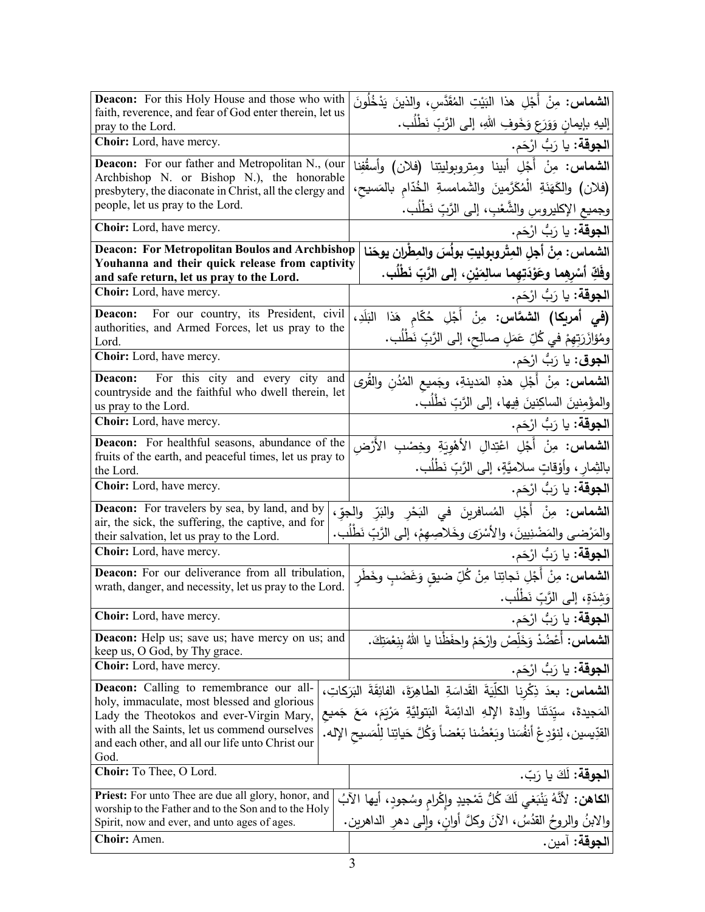| English | Arabic |
|---|---|
| **Deacon:** For this Holy House and those who with faith, reverence, and fear of God enter therein, let us pray to the Lord. | **الشماس:** مِنْ أَجْلِ هذا البَيْتِ المُقَدَّسِ، والذينَ يَدْخُلُونَ إليهِ بإيمانٍ وَوَرَعٍ وَخَوفِ اللهِ، إلى الرَّبِّ نَطْلُب. |
| **Choir:** Lord, have mercy. | **الجوقة:** يا رَبُّ ارْحَم. |
| **Deacon:** For our father and Metropolitan N., (our Archbishop N. or Bishop N.), the honorable presbytery, the diaconate in Christ, all the clergy and people, let us pray to the Lord. | **الشماس:** مِنْ أَجْلِ أبينا ومتروبوليتِنا (فلان) وأسقُفِنا (فلان) والكَهَنَةِ الْمُكَرَّمينَ والشَمامسةِ الخُدّامِ بالمَسيحِ، وجميعِ الإكليروسِ والشَّعْبِ، إلى الرَّبِّ نَطْلُب. |
| **Choir:** Lord, have mercy. | **الجوقة:** يا رَبُّ ارْحَم. |
| **Deacon: For Metropolitan Boulos and Archbishop Youhanna and their quick release from captivity and safe return, let us pray to the Lord.** | **الشماس: مِنْ أجلِ المِتْروبوليتِ بولُسَ والمِطْرانِ يوحَنا وفَكِّ أَسْرِهِما وعَوْدَتِهِما سالِمَيْنِ، إلى الرَّبِّ نَطْلُب.** |
| **Choir:** Lord, have mercy. | **الجوقة:** يا رَبُّ ارْحَم. |
| **Deacon:** For our country, its President, civil authorities, and Armed Forces, let us pray to the Lord. | **(في أمريكا) الشمّاس:** مِنْ أَجْلِ حُكّامِ هَذا البَلَدِ، ومُؤازَرَتِهِمْ في كُلِّ عَمَلٍ صالِحٍ، إلى الرَّبِّ نَطْلُب. |
| **Choir:** Lord, have mercy. | **الجوق:** يا رَبُّ ارْحَم. |
| **Deacon:** For this city and every city and countryside and the faithful who dwell therein, let us pray to the Lord. | **الشماس:** مِنْ أَجْلِ هذهِ المَدينةِ، وجَميعِ المُدُنِ والقُرى والمؤمِنينَ الساكِنينَ فِيها، إلى الرَّبِّ نَطْلُب. |
| **Choir:** Lord, have mercy. | **الجوقة:** يا رَبُّ ارْحَم. |
| **Deacon:** For healthful seasons, abundance of the fruits of the earth, and peaceful times, let us pray to the Lord. | **الشماس:** مِنْ أَجْلِ اعْتِدالِ الأَهْوِيَةِ وخِصْبِ الأَرْضِ بالثِمارِ، وأَوْقاتٍ سلاميَّةٍ، إلى الرَّبِّ نَطْلُب. |
| **Choir:** Lord, have mercy. | **الجوقة:** يا رَبُّ ارْحَم. |
| **Deacon:** For travelers by sea, by land, and by air, the sick, the suffering, the captive, and for their salvation, let us pray to the Lord. | **الشماس:** مِنْ أَجْلِ المُسافرينَ في البَحْرِ والبَرِّ والجوِّ، والمَرْضى والمَضْنِيينَ، والأَسْرَى وخَلاصِهِمْ، إلى الرَّبِّ نَطْلُب. |
| **Choir:** Lord, have mercy. | **الجوقة:** يا رَبُّ ارْحَم. |
| **Deacon:** For our deliverance from all tribulation, wrath, danger, and necessity, let us pray to the Lord. | **الشماس:** مِنْ أَجْلِ نَجاتِنا مِنْ كُلِّ ضيقٍ وَغَضَبٍ وخَطَرٍ وَشِدَةٍ، إلى الرَّبِّ نَطْلُب. |
| **Choir:** Lord, have mercy. | **الجوقة:** يا رَبُّ ارْحَم. |
| **Deacon:** Help us; save us; have mercy on us; and keep us, O God, by Thy grace. | **الشماس:** أَعْضُدْ وَخَلِّصْ وارْحَمْ واحفَظْنا يا اللهُ بِنِعْمَتِكَ. |
| **Choir:** Lord, have mercy. | **الجوقة:** يا رَبُّ ارْحَم. |
| **Deacon:** Calling to remembrance our all-holy, immaculate, most blessed and glorious Lady the Theotokos and ever-Virgin Mary, with all the Saints, let us commend ourselves and each other, and all our life unto Christ our God. | **الشماس:** بعدَ ذِكْرِنا الكلِّيَةَ القَداسَةِ الطاهِرَةَ، الفائِقَةَ البَرَكاتِ، المَجيدةَ، سيِّدَتَنا والِدةَ الإلهِ الدائِمَةَ البَتوليَّةِ مَرْيَمَ، مَعَ جَميعِ القدّيسين، لِنوْدِعْ أنفُسَنا وبَعْضُنا بَعْضاً وَكُلَّ حَياتِنا لِلْمَسيحِ الإله. |
| **Choir:** To Thee, O Lord. | **الجوقة:** لَكَ يا رَبّ. |
| **Priest:** For unto Thee are due all glory, honor, and worship to the Father and to the Son and to the Holy Spirit, now and ever, and unto ages of ages. | **الكاهن:** لأَنَّهُ يَنْبَغي لَكَ كُلُّ تَمْجيدٍ وإِكْرامٍ وسُجودٍ، أيها الآبُ والابنُ والروحُ القدُسُ، الآنَ وكلَّ أوانٍ، وإلى دهرِ الداهرين. |
| **Choir:** Amen. | **الجوقة:** آمين. |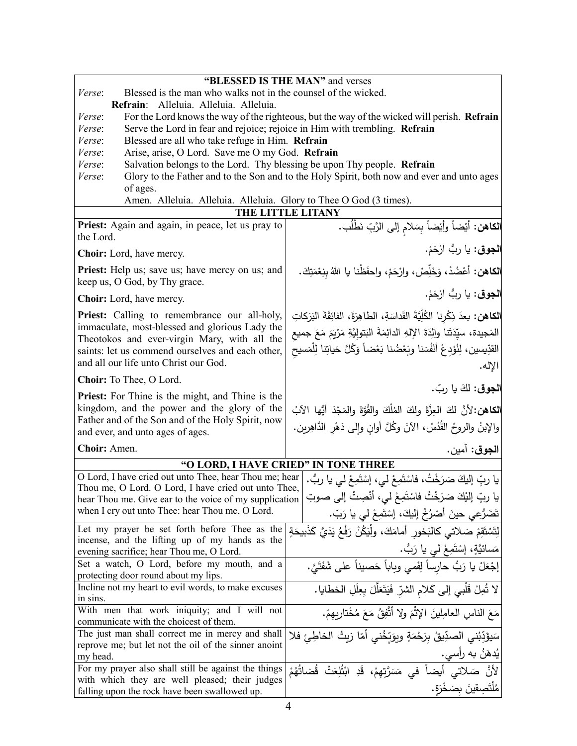## "BLESSED IS THE MAN" and verses

*Verse*: Blessed is the man who walks not in the counsel of the wicked.
**Refrain**: Alleluia. Alleluia. Alleluia.
*Verse*: For the Lord knows the way of the righteous, but the way of the wicked will perish. **Refrain**
*Verse*: Serve the Lord in fear and rejoice; rejoice in Him with trembling. **Refrain**
*Verse*: Blessed are all who take refuge in Him. **Refrain**
*Verse*: Arise, arise, O Lord. Save me O my God. **Refrain**
*Verse*: Salvation belongs to the Lord. Thy blessing be upon Thy people. **Refrain**
*Verse*: Glory to the Father and to the Son and to the Holy Spirit, both now and ever and unto ages of ages.
Amen. Alleluia. Alleluia. Alleluia. Glory to Thee O God (3 times).

## THE LITTLE LITANY

| | |
|---|---|
| **Priest:** Again and again, in peace, let us pray to the Lord. | **الكاهن:** أيْضاً وأيْضاً بِسَلامٍ إلى الرَّبِّ نَطْلُب. |
| **Choir:** Lord, have mercy. | **الجوق:** يا ربُّ ارْحَمْ. |
| **Priest:** Help us; save us; have mercy on us; and keep us, O God, by Thy grace. | **الكاهن:** أعْضُدْ، وَخَلِّصْ، وارْحَمْ، واحفَظْنا يا اللهُ بِنِعْمَتِكَ. |
| **Choir:** Lord, have mercy. | **الجوق:** يا ربُّ ارْحَمْ. |
| **Priest:** Calling to remembrance our all-holy, immaculate, most-blessed and glorious Lady the Theotokos and ever-virgin Mary, with all the saints: let us commend ourselves and each other, and all our life unto Christ our God. | **الكاهن:** بعدَ ذِكْرِنا الكُلِّيَّةَ القَداسَةِ، الطاهِرَةَ، الفائِقَةَ البَرَكاتِ المَجيدة، سيِّدَتَنا والِدَةَ الإلهِ الدائِمَةَ البَتوليَّةِ مَرْيَمَ مَعَ جميعِ القدِّيسين، لِنُوْدِعْ أنْفُسَنا وبَعْضُنا بَعْضاً وَكُلَّ حَياتِنا لِلْمَسيحِ الإله. |
| **Choir:** To Thee, O Lord. | **الجوق:** لكَ يا ربّ. |
| **Priest:** For Thine is the might, and Thine is the kingdom, and the power and the glory of the Father and of the Son and of the Holy Spirit, now and ever, and unto ages of ages. | **الكاهن:** لأنَّ لكَ العِزَّةَ ولكَ المُلْكَ والقُوَّةَ والمَجْدَ أيُّها الآبُ والإبنُ والروحُ القُدُسُ، الآنَ وكُلَّ أوانٍ وإلى دَهْرِ الدَّاهِرين. |
| **Choir:** Amen. | **الجوق:** آمين. |

## "O LORD, I HAVE CRIED" IN TONE THREE

| | |
|---|---|
| O Lord, I have cried out unto Thee, hear Thou me; hear Thou me, O Lord. O Lord, I have cried out unto Thee, hear Thou me. Give ear to the voice of my supplication when I cry out unto Thee: hear Thou me, O Lord. | يا ربِّ إليكَ صَرَخْتُ، فاسْتَمِعْ لي، إسْتَمِعْ لي يا ربُّ. يا ربِّ إليْكَ صَرَخْتُ فاسْتَمِعْ لي، أنْصِتْ إلى صوتِ تَضَرُّعي حينَ أصْرُخُ إليكَ، إسْتَمِعْ لي يا رَبّ. |
| Let my prayer be set forth before Thee as the incense, and the lifting up of my hands as the evening sacrifice; hear Thou me, O Lord. | لِتَسْتَقِمْ صَلاتي كالبَخورِ أمامَكَ، ولْيَكُنْ رَفْعُ يَدَيَّ كَذَبيحَةٍ مَسائيَّةٍ، إسْتَمِعْ لي يا رَبُّ. |
| Set a watch, O Lord, before my mouth, and a protecting door round about my lips. | إجْعَلْ يا رَبُّ حارِساً لِفَمي وباباً حَصيناً على شَفَتَيَّ. |
| Incline not my heart to evil words, to make excuses in sins. | لا تُمِلْ قَلْبي إلى كَلامِ الشرِّ فَيَتَعَلَّلَ بِعِلَلِ الخطايا. |
| With men that work iniquity; and I will not communicate with the choicest of them. | مَعَ الناسِ العامِلينَ الإثْمَ ولا أتَّفِقُ مَعَ مُخْتاريهِمْ. |
| The just man shall correct me in mercy and shall reprove me; but let not the oil of the sinner anoint my head. | سَيؤَدِّبُني الصدِّيقُ بِرَحْمَةٍ ويوَبِّخُني أمّا زيتُ الخاطِئ فلا يُدهَنُ به رأسي. |
| For my prayer also shall still be against the things with which they are well pleased; their judges falling upon the rock have been swallowed up. | لأنَّ صَلاتي أيضاً في مَسَرَّتِهِمْ، قَدِ ابْتُلِعَتْ قُضاتُهُمْ مُلْتَصِقينَ بِصَخْرَةٍ. |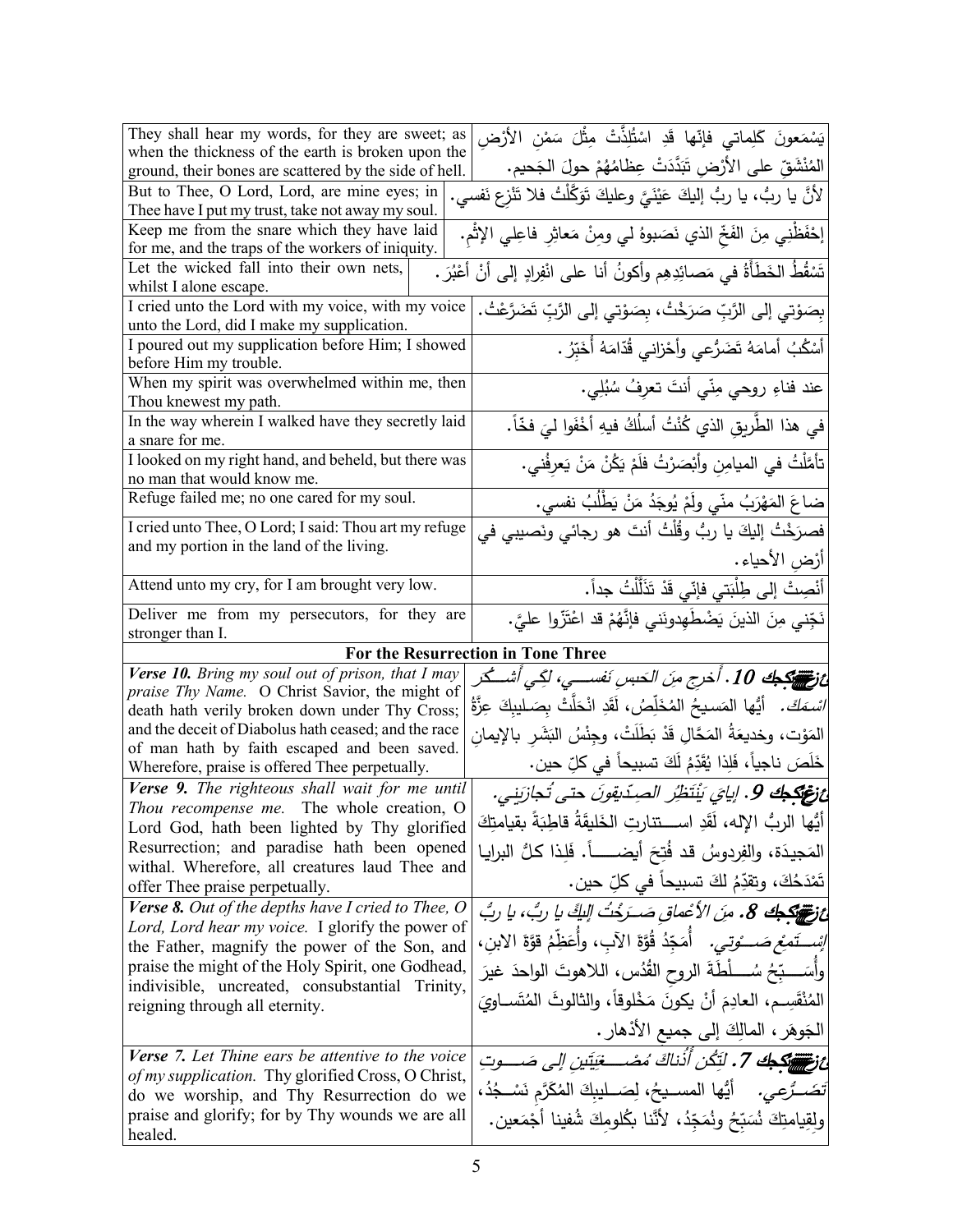| | |
|---|---|
| They shall hear my words, for they are sweet; as when the thickness of the earth is broken upon the ground, their bones are scattered by the side of hell. | يَسْمَعونَ كَلِماتي فإنّها قَدِ اسْتُلِذَّتْ مِثْلَ سَمْنِ الأرْضِ المُنْشَقِّ على الأرْضِ تَبَدَّدَتْ عِظامُهُمْ حولَ الجَحيم. |
| But to Thee, O Lord, Lord, are mine eyes; in Thee have I put my trust, take not away my soul. | لأنَّ يا ربُّ، يا ربُّ إليكَ عَيْنَيَّ وعليكَ تَوَكَّلْتُ فلا تَنْزِع نَفسي. |
| Keep me from the snare which they have laid for me, and the traps of the workers of iniquity. | إحْفَظْنِي مِنَ الفَخِّ الذي نَصَبوهُ لي ومِنْ مَعاثِرِ فاعِلِي الإثْم. |
| Let the wicked fall into their own nets, whilst I alone escape. | تَسْقُطُ الخَطَأةُ في مَصائِدِهِم وأكونُ أنا على انْفِرادٍ إلى أنْ أعْبُرَ. |
| I cried unto the Lord with my voice, with my voice unto the Lord, did I make my supplication. | بِصَوْتي إلى الرَّبِّ صَرَخْتُ، بِصَوْتي إلى الرَّبِّ تَضَرَّعْتُ. |
| I poured out my supplication before Him; I showed before Him my trouble. | أسْكُبُ أمامَهُ تَضَرُّعي وأحْزاني قُدّامَهُ أُخَبِّرُ. |
| When my spirit was overwhelmed within me, then Thou knewest my path. | عند فناءِ روحي مِنّي أنتَ تعرِفُ سُبُلِي. |
| In the way wherein I walked have they secretly laid a snare for me. | في هذا الطَّريقِ الذي كُنْتُ أسلُكُ فيهِ أخْفَوا ليَ فخّاً. |
| I looked on my right hand, and beheld, but there was no man that would know me. | تأمَّلْتُ في الميامِنِ وأبْصَرْتُ فلَمْ يَكُنْ مَنْ يَعرِفُني. |
| Refuge failed me; no one cared for my soul. | ضاعَ المَهْرَبُ منّي ولَمْ يُوجَدُ مَنْ يَطْلُبُ نفسي. |
| I cried unto Thee, O Lord; I said: Thou art my refuge and my portion in the land of the living. | فصرَخْتُ إليكَ يا ربُّ وقُلْتُ أنتَ هو رجائي ونَصيبي في أرْضِ الأحياء. |
| Attend unto my cry, for I am brought very low. | أنْصِتْ إلى طِلْبَتي فإنّي قَدْ تَذَلَّلْتُ جداً. |
| Deliver me from my persecutors, for they are stronger than I. | نَجِّني مِنَ الذينَ يَضْطَهِدونَني فإنَّهُمْ قد اعْتَزّوا عليَّ. |
| **For the Resurrection in Tone Three** | |
| ***Verse 10.*** *Bring my soul out of prison, that I may praise Thy Name.* O Christ Savior, the might of death hath verily broken down under Thy Cross; and the deceit of Diabolus hath ceased; and the race of man hath by faith escaped and been saved. Wherefore, praise is offered Thee perpetually. | ***عزعكجك 10.*** *أخرج مِنَ الحَبسِ نَفسي، لِكَي أشكُر اسْمَكَ.* أيُّها المَسيحُ المُخَلِّصُ، لَقَدِ انْحَلَّتْ بِصَليبِكَ عِزَّةُ المَوْت، وخديعَةُ المَحَّالِ قَدْ بَطَلَتْ، وجِنْسُ البَشَرِ بالإيمانِ خَلَصَ ناجِياً، فَلِذا يُقَدِّمُ لَكَ تسبيحاً في كلِّ حين. |
| ***Verse 9.*** *The righteous shall wait for me until Thou recompense me.* The whole creation, O Lord God, hath been lighted by Thy glorified Resurrection; and paradise hath been opened withal. Wherefore, all creatures laud Thee and offer Thee praise perpetually. | ***عزعكجك 9.*** *إيايَ يَنْتَظِرُ الصِدّيقونَ حتى تُجازِيَني.* أيُّها الربُّ الإله، لَقَدِ استنارتِ الخَليقَةُ قاطِبَةً بقيامَتِكَ المَجيدَة، والفِردوسُ قد فُتِحَ أيضاً. فَلِذا كلُّ البرايا تَمْدَحُكَ، وتقدِّمُ لكَ تسبيحاً في كلِّ حين. |
| ***Verse 8.*** *Out of the depths have I cried to Thee, O Lord, Lord hear my voice.* I glorify the power of the Father, magnify the power of the Son, and praise the might of the Holy Spirit, one Godhead, indivisible, uncreated, consubstantial Trinity, reigning through all eternity. | ***عزعكجك 8.*** *مِنَ الأعْماقِ صَرَخْتُ إليكَ يا ربُّ، يا ربُّ إسْتَمِعْ صَوْتي.* أُمَجِّدُ قُوَّةَ الآبِ، وأُعَظِّمُ قوَّةَ الابنِ، وأُسَبِّحُ سُلْطَةَ الروحِ القُدُس، اللاهوتَ الواحدَ غيرَ المُنْقَسِم، العادِمَ أنْ يكونَ مَخْلوقاً، والثالوثَ المُتَساوِيَ الجَوهَر، المالِكَ إلى جميعِ الأدْهار. |
| ***Verse 7.*** *Let Thine ears be attentive to the voice of my supplication.* Thy glorified Cross, O Christ, do we worship, and Thy Resurrection do we praise and glorify; for by Thy wounds we are all healed. | ***عزعكجك 7.*** *لِتَكُن أُذُناكَ مُصْغِيَتَينِ إلى صَوتِ تَضَرُّعي.* أيُّها المسيحُ، لِصَليبِكَ المُكَرَّمِ نَسْجُدُ، ولِقِيامتِكَ نُسَبِّحُ ونُمَجِّدُ، لأنَّنا بِكُلومِكَ شُفينا أجْمَعين. |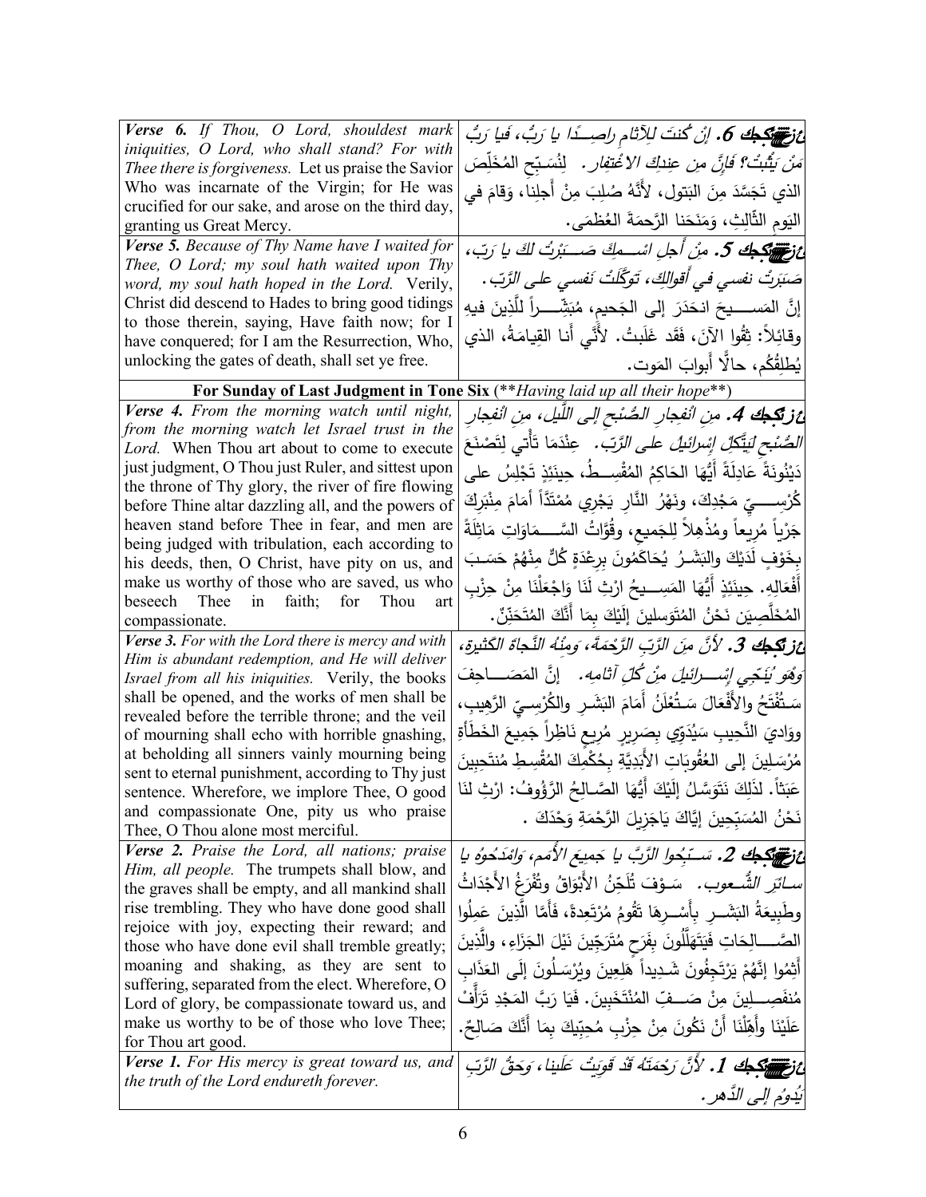| | |
|---|---|
| ***Verse 6.*** *If Thou, O Lord, shouldest mark iniquities, O Lord, who shall stand? For with Thee there is forgiveness.* Let us praise the Savior Who was incarnate of the Virgin; for He was crucified for our sake, and arose on the third day, granting us Great Mercy. | ***ع‍زتكجك 6.*** *إنْ كُنتَ للآثامِ راصِــدًا يا رَبُّ، فَيا رَبُّ مَنْ يَثْبتُ؟ فإنَّ مِن عِندِكَ الاغْتِفار.* لِنُسَبِّحِ المُخَلِّصَ الذي تَجَسَّدَ مِنَ البَتول، لأنَّهُ صُلِبَ مِنْ أَجلِنا، وَقامَ في اليَومِ الثّالِثِ، وَمَنَحَنا الرَّحمَةَ العُظمَى. |
| ***Verse 5.*** *Because of Thy Name have I waited for Thee, O Lord; my soul hath waited upon Thy word, my soul hath hoped in the Lord.* Verily, Christ did descend to Hades to bring good tidings to those therein, saying, Have faith now; for I have conquered; for I am the Resurrection, Who, unlocking the gates of death, shall set ye free. | ***ع‍زتكجك 5.*** *مِنْ أَجلِ اسْــمِكَ صَــبَرْتُ لكَ يا رَبّ، صَبَرَتْ نفسي في أقوالِكَ، تَوَكَّلَتْ نَفسي على الرَّبّ.* إنَّ المَســيحَ انحَدَرَ إلى الجَحيمِ، مُبَشِّــراً لِلَّذينَ فيهِ وقائِلاً: ثِقُوا الآنَ، فَقَد غَلَبتُ. لأنّي أنا القِيامَةُ، الذي يُطلِقُكُم، حالًّا أَبوابَ المَوت. |
| **For Sunday of Last Judgment in Tone Six** (***Having laid up all their hope***) | |
| ***Verse 4.*** *From the morning watch until night, from the morning watch let Israel trust in the Lord.* When Thou art about to come to execute just judgment, O Thou just Ruler, and sittest upon the throne of Thy glory, the river of fire flowing before Thine altar dazzling all, and the powers of heaven stand before Thee in fear, and men are being judged with tribulation, each according to his deeds, then, O Christ, have pity on us, and make us worthy of those who are saved, us who beseech Thee in faith; for Thou art compassionate. | ***ع‍زتكجك 4.*** *مِن انْفِجارِ الصُّبْحِ إلى اللَّيلِ، مِن انْفِجارِ الصُّبْحِ لِيَتَّكِلْ إسْرائيلُ على الرَّبّ.* عِنْدَمَا تَأْتي لِتَصْنَعَ دَيْنُونَةً عَادِلَةً أَيُّهَا الحَاكِمُ المُقْسِــطُ، حِينَئِذٍ تَجْلِسُ على كُرْســيِّ مَجْدِكَ، ونَهْرُ النَّارِ يَجْرِي مُمْتَدّاً أَمَامَ مِنْبَرِكَ جَرْياً مُرِيعاً ومُذْهِلاً لِلجَميعِ، وقُوَّاتُ السَّــمَاوَاتِ مَاثِلَةٌ بِخَوْفٍ لَدَيْكَ والبَشَــرُ يُحَاكَمُونَ بِرِعْدَةٍ كُلٌّ مِنْهُمْ حَسَبَ أَفْعَالِهِ. حِينَئِذٍ أَيُّهَا المَســيحُ ارْثِ لَنَا وَاجْعَلْنَا مِنْ حِزْبِ المُخَلَّصِينَ نَحْنُ المُتَوَسلينَ إِلَيْكَ بِمَا أَنَّكَ المُتَحَنِّنُ. |
| ***Verse 3.*** *For with the Lord there is mercy and with Him is abundant redemption, and He will deliver Israel from all his iniquities.* Verily, the books shall be opened, and the works of men shall be revealed before the terrible throne; and the veil of mourning shall echo with horrible gnashing, at beholding all sinners vainly mourning being sent to eternal punishment, according to Thy just sentence. Wherefore, we implore Thee, O good and compassionate One, pity us who praise Thee, O Thou alone most merciful. | ***ع‍زتكجك 3.*** *لأنَّ مِنَ الرَّبِّ الرَّحْمَةَ، وَمِنْهُ النَّجاةَ الكَثيرة، وهُوَ يُنَجِّي إسْــرائيلَ مِنْ كُلِّ آثامِهِ.* إنَّ المَصَــاحِفَ سَـتُفْتَحُ والأَفْعَالَ سَـتُعْلَنُ أَمَامَ البَشَـرِ والكُرْسـيِّ الرَّهِيبِ، ووَادِيَ النَّحِيبِ سَيُدَوِّي بِصَرِيرٍ مُرِيعٍ نَاظِراً جَمِيعَ الخَطَأَةِ مُرْسَلِينَ إلى العُقُوبَاتِ الأَبَدِيَّةِ بِحُكْمِكَ المُقْسِطِ مُنتَحِبِينَ عَبَثاً. لذَلِكَ نَتَوَسَّلُ إِلَيْكَ أَيُّهَا الصَّـالِحُ الرَّؤُوفُ: ارْثِ لَنَا نَحْنُ المُسَبِّحِينَ إيَّاكَ يَاجَزِيلَ الرَّحْمَةِ وَحْدَكَ . |
| ***Verse 2.*** *Praise the Lord, all nations; praise Him, all people.* The trumpets shall blow, and the graves shall be empty, and all mankind shall rise trembling. They who have done good shall rejoice with joy, expecting their reward; and those who have done evil shall tremble greatly; moaning and shaking, as they are sent to suffering, separated from the elect. Wherefore, O Lord of glory, be compassionate toward us, and make us worthy to be of those who love Thee; for Thou art good. | ***ع‍زتكجك 2.*** *سَــبِّحُوا الرَّبَّ يا جَميعَ الأُمَمِ، وامْدَحُوهُ يا سائِرَ الشُّــعوبِ.* سَــوْفَ تُلَحِّنُ الأَبْوَاقُ وتُفْرَغُ الأَجْدَاثُ وطَبِيعَةُ البَشَــرِ بِأَسْــرِهَا تَقُومُ مُرْتَعِدَةً، فَأَمَّا الَّذِينَ عَمِلُوا الصَّــالِحَاتِ فَيَتَهَلَّلُونَ بِفَرَحٍ مُتَرَجِّينَ نَيْلَ الجَزَاءِ، والَّذِينَ أَثِمُوا إنَّهُمْ يَرْتَجِفُونَ شَـدِيداً هَلِعِينَ ويُرْسَلُونَ إلَى العَذَابِ مُنفَصِــلِينَ مِنْ صَــفِّ المُنْتَخَبِينَ. فَيَا رَبَّ المَجْدِ تَرَأَّفْ عَلَيْنَا وأَهِّلْنَا أَنْ نَكُونَ مِنْ حِزْبِ مُحِبِّيكَ بِمَا أَنَّكَ صَالِحٌ. |
| ***Verse 1.*** *For His mercy is great toward us, and the truth of the Lord endureth forever.* | ***ع‍زتكجك 1.*** *لأنَّ رَحْمَتَهُ قَدْ قَوِيَتْ عَلَينا، وَحَقُّ الرَّبِّ يَدُومُ إلى الدَّهر.* |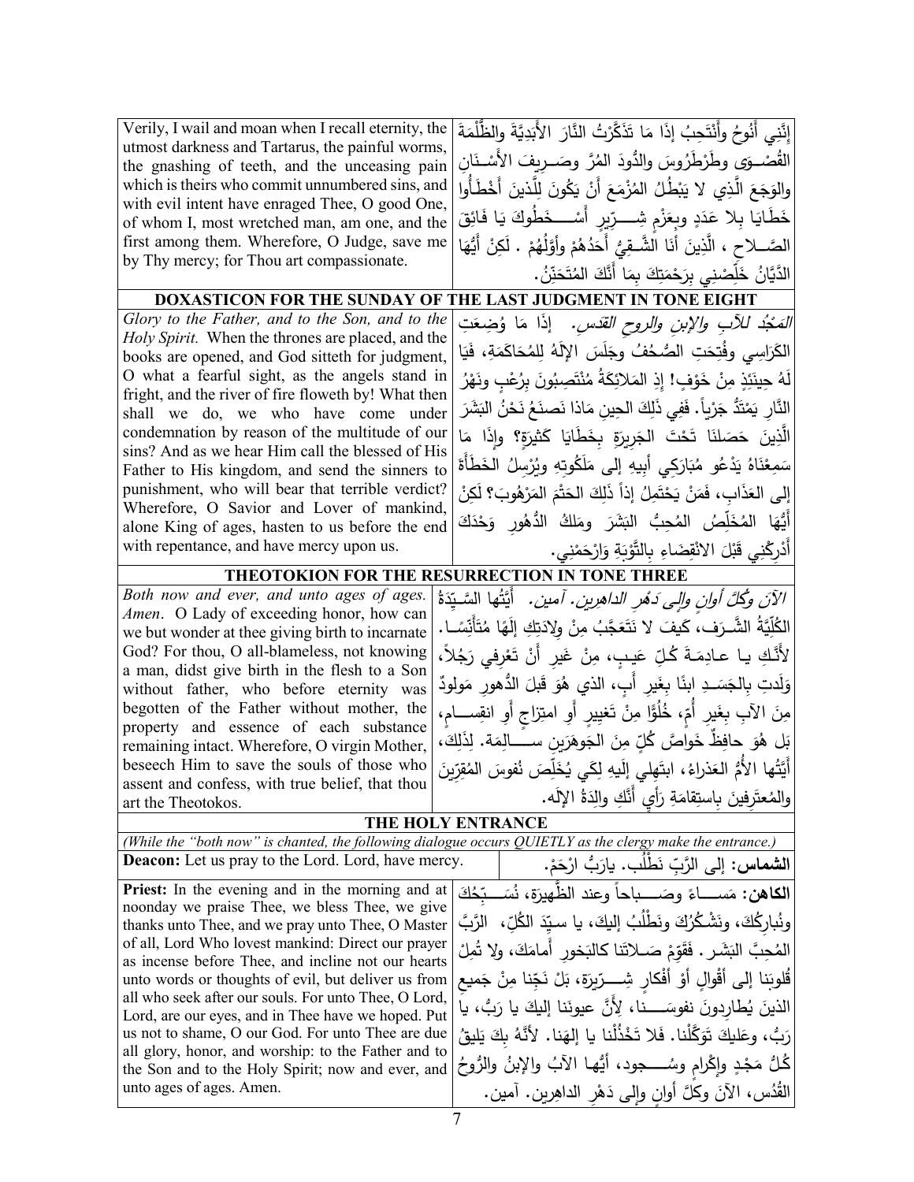| | |
|---|---|
| Verily, I wail and moan when I recall eternity, the utmost darkness and Tartarus, the painful worms, the gnashing of teeth, and the unceasing pain which is theirs who commit unnumbered sins, and with evil intent have enraged Thee, O good One, of whom I, most wretched man, am one, and the first among them. Wherefore, O Judge, save me by Thy mercy; for Thou art compassionate. | إنّني أنُوحُ وأنْتَحِبُ إذَا مَا تَذَكَّرْتُ النَّارَ الأَبَدِيَّةَ والظُّلْمَةَ القُصْوَى وطَرْطَرُوسَ والدُّودَ المُرَّ وصَرِيفَ الأَسْنَانِ والوَجَعَ الَّذِي لا يَبْطُلُ المُزْمَعَ أَنْ يَكُونَ لِلَّذينَ أَخْطَأُوا خَطَايَا بِلا عَدَدٍ وبِعَزْمٍ شِرّيرٍ أَسْخَطُوكَ يَا فَائِقَ الصَّلاحِ ، الَّذِينَ أنَا الشَّقِيُّ أَحَدُهُمْ وأوَّلُهُمْ . لَكِنْ أَيُّهَا الدَّيَّانُ خَلِّصْنِي بِرَحْمَتِكَ بِمَا أنَّكَ المُتَحَنِّنُ. |

**DOXASTICON FOR THE SUNDAY OF THE LAST JUDGMENT IN TONE EIGHT**

| | |
|---|---|
| *Glory to the Father, and to the Son, and to the Holy Spirit.* When the thrones are placed, and the books are opened, and God sitteth for judgment, O what a fearful sight, as the angels stand in fright, and the river of fire floweth by! What then shall we do, we who have come under condemnation by reason of the multitude of our sins? And as we hear Him call the blessed of His Father to His kingdom, and send the sinners to punishment, who will bear that terrible verdict? Wherefore, O Savior and Lover of mankind, alone King of ages, hasten to us before the end with repentance, and have mercy upon us. | *المَجْدُ للآبِ والإبنِ والروحِ القدسِ.* إذَا مَا وُضِعَتِ الكَرَاسِي وفُتِحَتِ الصُّحُفُ وجَلَسَ الإلَهُ لِلمُحَاكَمَةِ، فَيَا لَهُ حِينَئِذٍ مِنْ خَوْفٍ! إذِ المَلائِكَةُ مُنْتَصِبُونَ بِرُعْبٍ ونَهْرُ النَّارِ يَمْتَدُّ جَرْياً. فَفِي ذَلِكَ الحِينِ مَاذا نَصنَعُ نَحْنُ البَشَرَ الَّذِينَ حَصَلنَا تَحْتَ الجَرِيرَةِ بِخَطَايَا كَثِيرَةٍ؟ وإذَا مَا سَمِعْنَاهُ يَدْعُو مُبَارَكِي أَبِيهِ إلى مَلَكُوتِهِ ويُرْسِلُ الخَطَأَةَ إلى العَذَابِ، فَمَنْ يَحْتَمِلُ إذاً ذَلِكَ الحَتْمَ المَرْهُوبَ؟ لَكِنْ أَيُّهَا المُخَلِّصُ المُحِبُّ البَشَرَ ومَلِكُ الدُّهُورِ وَحْدَكَ أَدْرِكْنِي قَبْلَ الانْقِضَاءِ بِالتَّوْبَةِ وَارْحَمْنِي. |

**THEOTOKION FOR THE RESURRECTION IN TONE THREE**

| | |
|---|---|
| *Both now and ever, and unto ages of ages. Amen.* O Lady of exceeding honor, how can we but wonder at thee giving birth to incarnate God? For thou, O all-blameless, not knowing a man, didst give birth in the flesh to a Son without father, who before eternity was begotten of the Father without mother, the property and essence of each substance remaining intact. Wherefore, O virgin Mother, beseech Him to save the souls of those who assent and confess, with true belief, that thou art the Theotokos. | *الآنَ وكُلَّ أوانٍ وإلى دَهْرِ الداهرين. آمين.* أيَّتُها السَّيِّدَةُ الكُلِّيَّةُ الشَّرَفِ، كيفَ لا نَتَعَجَّبُ مِنْ وِلادَتِكِ إلَهًا مُتَأَنِّسًا. لأنَّكِ يا عادِمَةَ كُلِّ عَيبٍ، مِنْ غَيرِ أنْ تَعْرِفي رَجُلاً، وَلَدتِ بِالجَسَدِ ابنًا بِغَيرِ أَبٍ، الذي هُوَ قَبلَ الدُّهورِ مَولودٌ مِنَ الآبِ بِغَيرِ أُمٍّ، خُلُوًّا مِنْ تَغْيِيرٍ أَوِ امتِزاجٍ أَوِ انقِسامٍ، بَل هُوَ حافِظٌ خَواصَّ كُلٍّ مِنَ الجَوهَرَينِ سالِمَةً. لِذَلِكِ، أَيَّتُها الأُمُّ العَذراءُ، ابتَهِلي إلَيهِ لِكَي يُخَلِّصَ نُفوسَ المُقِرِّينَ والمُعتَرِفينَ بِاستِقامَةِ رَأيٍ أنَّكِ والِدَةُ الإلَه. |

**THE HOLY ENTRANCE**

*(While the "both now" is chanted, the following dialogue occurs QUIETLY as the clergy make the entrance.)*

| | |
|---|---|
| **Deacon:** Let us pray to the Lord. Lord, have mercy. | **الشماس:** إلى الرَّبِّ نَطْلُب. يارَبُّ ارْحَمْ. |
| **Priest:** In the evening and in the morning and at noonday we praise Thee, we bless Thee, we give thanks unto Thee, and we pray unto Thee, O Master of all, Lord Who lovest mankind: Direct our prayer as incense before Thee, and incline not our hearts unto words or thoughts of evil, but deliver us from all who seek after our souls. For unto Thee, O Lord, Lord, are our eyes, and in Thee have we hoped. Put us not to shame, O our God. For unto Thee are due all glory, honor, and worship: to the Father and to the Son and to the Holy Spirit; now and ever, and unto ages of ages. Amen. | **الكاهن:** مَساءً وصَباحاً وعند الظَّهيرةِ، نُسَبِّحُكَ ونُبارِكُكَ، ونَشْكُرُكَ ونَطْلُبُ إليكَ، يا سيِّدَ الكُلِّ، الرَّبَّ المُحِبَّ البَشَر. فَقَوِّمْ صَلاتَنا كالبَخورِ أَمامَكَ، ولا تُمِلْ قُلوبَنا إلى أقْوالٍ أوْ أفْكارٍ شِرّيرَة، بَلْ نَجِّنا مِنْ جَميعِ الذينَ يُطارِدونَ نفوسَنا، لأنَّ عيونَنا إليكَ يا رَبُّ، يا رَبُّ، وعَليكَ تَوَكَّلْنا يا إلهَنا. فَلا تَخْذُلْنا يا إلهَنا. لأنَّهُ بِكَ يَليقُ كُلُّ مَجْدٍ وإكْرامٍ وسُجود، أيُّها الآبُ والإبنُ والرُّوحُ القُدُس، الآنَ وكلَّ أوانٍ وإلى دَهْرِ الداهِرين. آمين. |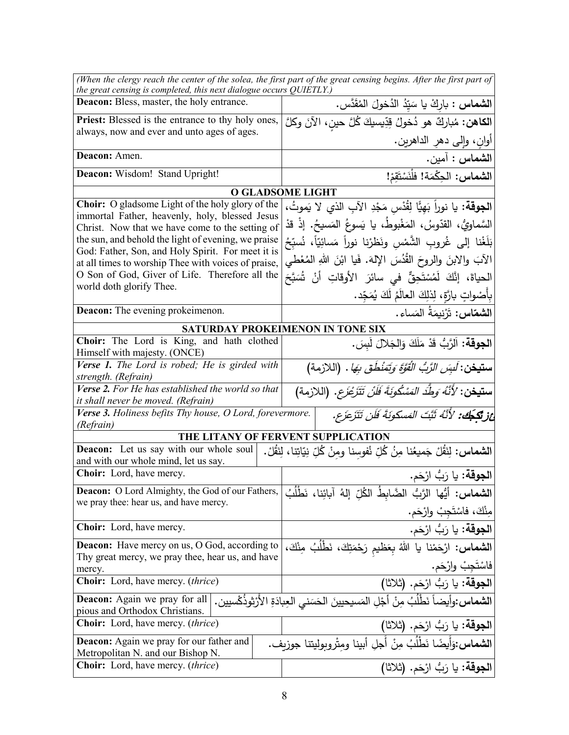| *(When the clergy reach the center of the solea, the first part of the great censing begins. After the first part of the great censing is completed, this next dialogue occurs QUIETLY.)* | |
|---|---|
| **Deacon:** Bless, master, the holy entrance. | **الشماس :** بارِكْ يا سَيّدُ الدُخولَ المُقَدَّس. |
| **Priest:** Blessed is the entrance to thy holy ones, always, now and ever and unto ages of ages. | **الكاهن:** مُباركٌ هو دُخولُ قِدِّيسيكَ كُلَّ حينٍ، الآنَ وكلَّ أوانٍ، وإلى دهرِ الداهرين. |
| **Deacon:** Amen. | **الشماس :** آمين. |
| **Deacon:** Wisdom! Stand Upright! | **الشماس:** الحِكْمَة! فلْنَسْتَقِمْ! |
| **O GLADSOME LIGHT** | |
| **Choir:** O gladsome Light of the holy glory of the immortal Father, heavenly, holy, blessed Jesus Christ. Now that we have come to the setting of the sun, and behold the light of evening, we praise God: Father, Son, and Holy Spirit. For meet it is at all times to worship Thee with voices of praise, O Son of God, Giver of Life. Therefore all the world doth glorify Thee. | **الجوقة:** يا نوراً بَهِيًّا لِقُدْسِ مَجْدِ الآبِ الذي لا يَموتُ، السَّماوِيُّ، القدّوسُ، المَغْبوطُ، يا يَسوعُ المَسيحُ. إذْ قدْ بَلَغْنا إلى غُروبِ الشَّمْسِ ونَظَرْنا نوراً مَسائِيّاً، نُسبّحُ الآبَ والابنَ والروحَ القُدُسَ الإلهَ. فَيا ابْنَ اللهِ المُعْطي الحياةَ، إنَّكَ لَمُسْتَحِقٌّ في سائرَ الأوقاتِ أنْ تُسَبَّحَ بِأَصْواتٍ بارَّةٍ، لِذلِكَ العالَمُ لَكَ يُمَجِّد. |
| **Deacon:** The evening prokeimenon. | **الشمّاس:** تَرْنيمَةُ المَساء. |
| **SATURDAY PROKEIMENON IN TONE SIX** | |
| **Choir:** The Lord is King, and hath clothed Himself with majesty. (ONCE) | **الجوقة:** اَلرَّبُّ قَدْ مَلَكَ وَالجَلالَ لَبِسَ. |
| ***Verse 1.*** *The Lord is robed; He is girded with strength. (Refrain)* | **ستيخن:** *لَبِسَ الرَّبُّ القُوَّةَ وَتَمَنْطَقَ بِهَا* . (اللازمة) |
| ***Verse 2.*** *For He has established the world so that it shall never be moved. (Refrain)* | **ستيخن:** *لأَنَّهُ وَطَّدَ المَسْكونَةَ فَلَنْ تَتَزَعْزَع*. (اللازمة) |
| ***Verse 3.*** *Holiness befits Thy house, O Lord, forevermore. (Refrain)* | **عزتكبك:** *لأَنَّهُ ثَبَّتَ المَسكونَةَ فَلَن تَتَزَعزَع.* |
| **THE LITANY OF FERVENT SUPPLICATION** | |
| **Deacon:** Let us say with our whole soul and with our whole mind, let us say. | **الشماس:** لِنَقُلْ جَميعُنا مِنْ كُلِّ نُفوسِنا ومِنْ كُلِّ نِيّاتِنا، لِنَقُلْ. |
| **Choir:** Lord, have mercy. | **الجوقة:** يا رَبُّ ارْحَم. |
| **Deacon:** O Lord Almighty, the God of our Fathers, we pray thee: hear us, and have mercy. | **الشماس:** أيُّها الرَّبُّ الضَّابِطُ الكُلِّ إلهُ آبائِنا، نَطْلُبُ مِنْكَ، فاسْتَجِبْ وارْحَم. |
| **Choir:** Lord, have mercy. | **الجوقة:** يا رَبُّ ارْحَم. |
| **Deacon:** Have mercy on us, O God, according to Thy great mercy, we pray thee, hear us, and have mercy. | **الشماس:** ارْحَمْنا يا اللهُ بِعَظيمِ رَحْمَتِكَ، نَطْلُبُ مِنْكَ، فاسْتَجِبْ وارْحَم. |
| **Choir:** Lord, have mercy. (*thrice*) | **الجوقة:** يا رَبُّ ارْحَم. (ثلاثا) |
| **Deacon:** Again we pray for all pious and Orthodox Christians. | **الشماس:**وأيضاً نَطْلُبُ مِنْ أَجْلِ المَسيحيينَ الحَسَني العِبادَةِ الأَرْثوذُكْسيين. |
| **Choir:** Lord, have mercy. (*thrice*) | **الجوقة:** يا رَبُّ ارْحَم. (ثلاثا) |
| **Deacon:** Again we pray for our father and Metropolitan N. and our Bishop N. | **الشماس:**وَأَيضًا نَطْلُبُ مِنْ أَجلِ أبينا ومِتْروبوليتنا جوزيف. |
| **Choir:** Lord, have mercy. (*thrice*) | **الجوقة:** يا رَبُّ ارْحَم. (ثلاثا) |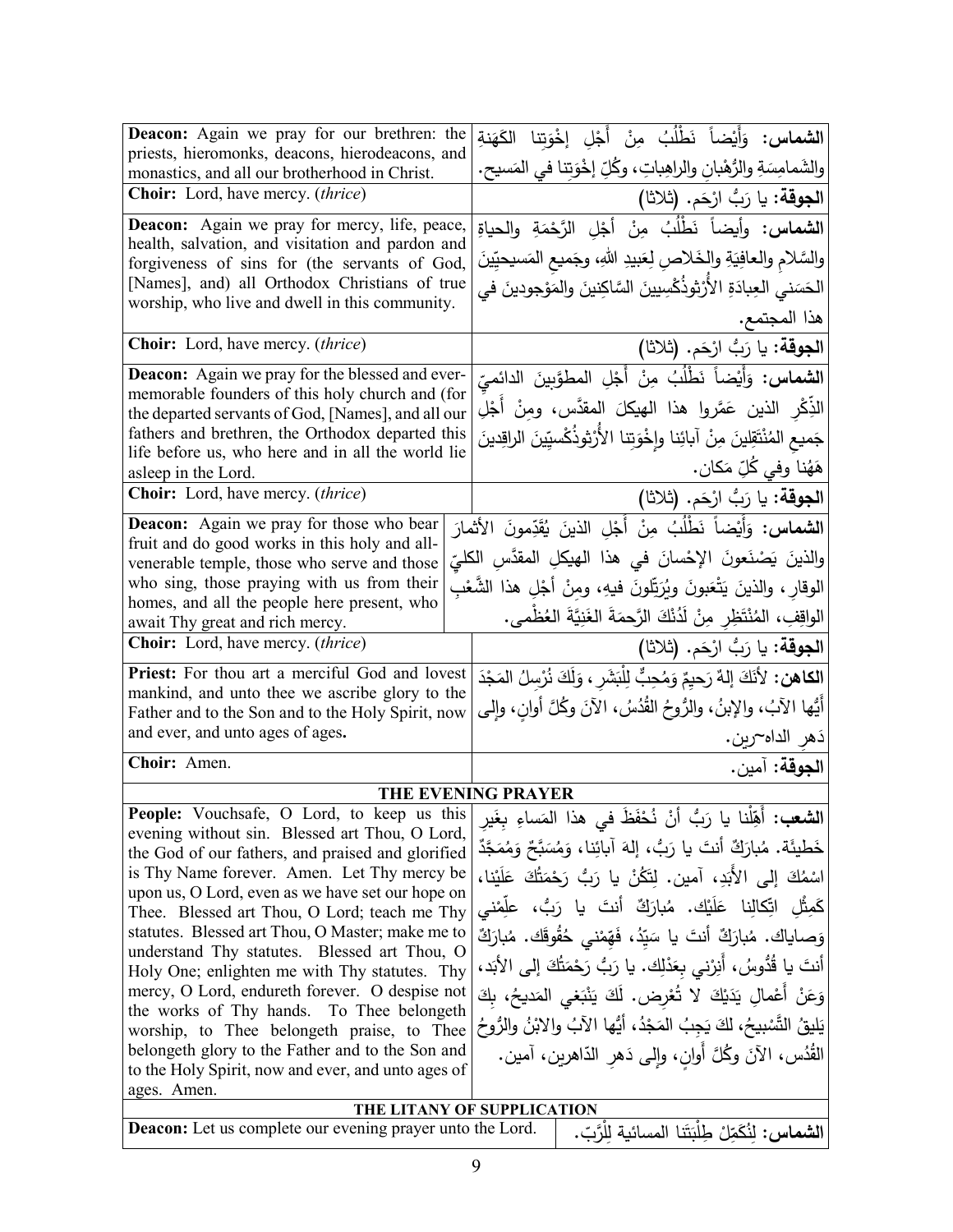| English | Arabic |
|---|---|
| **Deacon:** Again we pray for our brethren: the priests, hieromonks, deacons, hierodeacons, and monastics, and all our brotherhood in Christ. | **الشماس:** وَأَيْضاً نَطْلُبُ مِنْ أَجْلِ إِخْوَتِنا الكَهَنَةِ والشَمامِسَةِ والرُّهْبانِ والراهِباتِ، وكُلِّ إخْوَتِنا في المَسيح. |
| **Choir:** Lord, have mercy. (*thrice*) | **الجوقة:** يا رَبُّ ارْحَم. (ثلاثا) |
| **Deacon:** Again we pray for mercy, life, peace, health, salvation, and visitation and pardon and forgiveness of sins for (the servants of God, [Names], and) all Orthodox Christians of true worship, who live and dwell in this community. | **الشماس:** وأيضاً نَطْلُبُ مِنْ أَجْلِ الرَّحْمَةِ والحياةِ والسَّلامِ والعافِيَةِ والخَلاصِ لِعَبيدِ اللهِ، وجَميعِ المَسيحيّينَ الحَسَني العِبادَةِ الأُرْثوذُكْسِيينَ السَّاكِنينَ والمَوْجودينَ في هذا المجتمع. |
| **Choir:** Lord, have mercy. (*thrice*) | **الجوقة:** يا رَبُّ ارْحَم. (ثلاثا) |
| **Deacon:** Again we pray for the blessed and ever-memorable founders of this holy church and (for the departed servants of God, [Names], and all our fathers and brethren, the Orthodox departed this life before us, who here and in all the world lie asleep in the Lord. | **الشماس:** وَأَيْضاً نَطْلُبُ مِنْ أَجْلِ المطوَّبينَ الدائميِّ الذِّكْرِ الذين عَمَّروا هذا الهيكلَ المقدَّس، ومِنْ أَجْلِ جَميعِ المُنْتَقِلينَ مِنْ آبائِنا وإِخْوَتِنا الأُرْثوذُكْسيِّينَ الراقِدينَ هَهُنا وفي كُلِّ مَكان. |
| **Choir:** Lord, have mercy. (*thrice*) | **الجوقة:** يا رَبُّ ارْحَم. (ثلاثا) |
| **Deacon:** Again we pray for those who bear fruit and do good works in this holy and all-venerable temple, those who serve and those who sing, those praying with us from their homes, and all the people here present, who await Thy great and rich mercy. | **الشماس:** وَأَيْضاً نَطْلُبُ مِنْ أَجْلِ الذينَ يُقَدِّمونَ الأَثمارَ والذينَ يَصْنَعونَ الإِحْسانَ في هذا الهيكلِ المقدَّسِ الكليِّ الوقارِ، والذينَ يَتْعَبونَ ويُرَتِّلونَ فيهِ، ومِنْ أَجْلِ هذا الشَّعْبِ الواقِفِ، المُنْتَظِرِ مِنْ لَدُنْكَ الرَّحمَةَ الغَنِيَّةَ العُظْمى. |
| **Choir:** Lord, have mercy. (*thrice*) | **الجوقة:** يا رَبُّ ارْحَم. (ثلاثا) |
| **Priest:** For thou art a merciful God and lovest mankind, and unto thee we ascribe glory to the Father and to the Son and to the Holy Spirit, now and ever, and unto ages of ages. | **الكاهن:** لأَنَكَ إلهٌ رَحيمٌ وَمُحِبٌّ لِلْبَشَرِ، وَلَكَ نُرْسِلُ المَجْدَ أَيُّها الآبُ، والإبنُ، والرُّوحُ القُدُسُ، الآنَ وكُلَّ أوانٍ، وإلى دَهرِ الداهِرين. |
| **Choir:** Amen. | **الجوقة:** آمين. |

## THE EVENING PRAYER

| English | Arabic |
|---|---|
| **People:** Vouchsafe, O Lord, to keep us this evening without sin. Blessed art Thou, O Lord, the God of our fathers, and praised and glorified is Thy Name forever. Amen. Let Thy mercy be upon us, O Lord, even as we have set our hope on Thee. Blessed art Thou, O Lord; teach me Thy statutes. Blessed art Thou, O Master; make me to understand Thy statutes. Blessed art Thou, O Holy One; enlighten me with Thy statutes. Thy mercy, O Lord, endureth forever. O despise not the works of Thy hands. To Thee belongeth worship, to Thee belongeth praise, to Thee belongeth glory to the Father and to the Son and to the Holy Spirit, now and ever, and unto ages of ages. Amen. | **الشعب:** أَهِّلْنا يا رَبُّ أَنْ نُحْفَظَ في هذا المَساءِ بِغَيرِ خَطيئَة. مُبارَكٌ أنتَ يا رَبُّ، إلهَ آبائِنا، وَمُسَبَّحٌ وَمُمَجَّدٌ اسْمُكَ إلى الأَبَدِ، آمين. لِتَكُنْ يا رَبُّ رَحْمَتُكَ عَلَيْنا، كَمِثْلِ اتِّكالِنا عَلَيْك. مُبارَكٌ أنتَ يا رَبُّ، عَلِّمْني وَصاياك. مُبارَكٌ أنتَ يا سَيِّدُ، فَهِّمْني حُقُوقَك. مُبارَكٌ أنتَ يا قُدُّوسُ، أَنِرْني بِعَدْلِك. يا رَبُّ رَحْمَتُكَ إلى الأَبَدِ، وَعَنْ أَعْمالِ يَدَيْكَ لا تُعْرِض. لَكَ يَنْبَغي المَديحُ، بِكَ يَليقُ التَّسْبيحُ، لكَ يَجِبُ المَجْدُ، أيُّها الآبُ والابْنُ والرُّوحُ القُدُس، الآنَ وكُلَّ أَوانٍ، وإلى دَهرِ الدّاهرين، آمين. |

## THE LITANY OF SUPPLICATION

| English | Arabic |
|---|---|
| **Deacon:** Let us complete our evening prayer unto the Lord. | **الشماس:** لِنُكَمِّلْ طِلْبَتَنا المسائية لِلْرَّبّ. |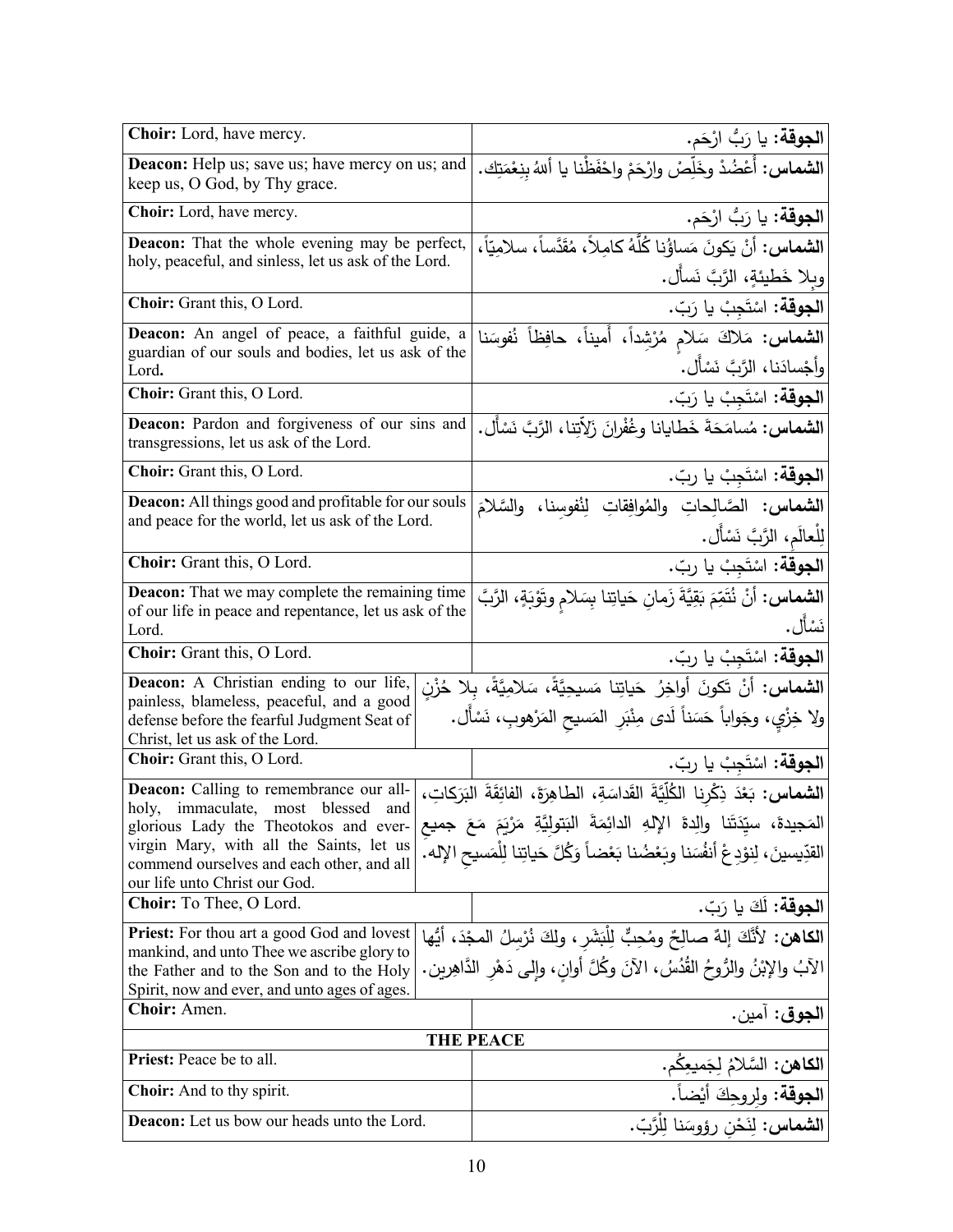| English | Arabic |
|---|---|
| **Choir:** Lord, have mercy. | **الجوقة:** يا رَبُّ ارْحَم. |
| **Deacon:** Help us; save us; have mercy on us; and keep us, O God, by Thy grace. | **الشماس:** أَعْضُدْ وخَلِّصْ وارْحَمْ واحْفَظْنا يا أللهُ بِنِعْمَتِك. |
| **Choir:** Lord, have mercy. | **الجوقة:** يا رَبُّ ارْحَم. |
| **Deacon:** That the whole evening may be perfect, holy, peaceful, and sinless, let us ask of the Lord. | **الشماس:** أنْ يَكونَ مَساؤُنا كُلُّهُ كامِلاً، مُقَدَّساً، سلامِيّاً، وبِلا خَطيئةٍ، الرَّبَّ نَسأل. |
| **Choir:** Grant this, O Lord. | **الجوقة:** اسْتَجِبْ يا رَبّ. |
| **Deacon:** An angel of peace, a faithful guide, a guardian of our souls and bodies, let us ask of the Lord. | **الشماس:** مَلاكَ سَلامٍ مُرْشِداً، أَميناً، حافِظاً نُفوسَنا وأَجْسادَنا، الرَّبَّ نَسْأَل. |
| **Choir:** Grant this, O Lord. | **الجوقة:** اسْتَجِبْ يا رَبّ. |
| **Deacon:** Pardon and forgiveness of our sins and transgressions, let us ask of the Lord. | **الشماس:** مُسامَحَةَ خَطايانا وغُفْرانَ زَلاّتِنا، الرَّبَّ نَسْأَل. |
| **Choir:** Grant this, O Lord. | **الجوقة:** اسْتَجِبْ يا ربّ. |
| **Deacon:** All things good and profitable for our souls and peace for the world, let us ask of the Lord. | **الشماس:** الصَّالِحاتِ والمُوافِقاتِ لِنُفوسِنا، والسَّلامَ لِلْعالَمِ، الرَّبَّ نَسْأَل. |
| **Choir:** Grant this, O Lord. | **الجوقة:** اسْتَجِبْ يا ربّ. |
| **Deacon:** That we may complete the remaining time of our life in peace and repentance, let us ask of the Lord. | **الشماس:** أنْ نُتَمِّمَ بَقِيَّةَ زَمانِ حَياتِنا بِسَلامٍ وتَوْبَةٍ، الرَّبَّ نَسْأَل. |
| **Choir:** Grant this, O Lord. | **الجوقة:** اسْتَجِبْ يا ربّ. |
| **Deacon:** A Christian ending to our life, painless, blameless, peaceful, and a good defense before the fearful Judgment Seat of Christ, let us ask of the Lord. | **الشماس:** أنْ تَكونَ أواخِرُ حَياتِنا مَسيحِيَّةً، سَلامِيَّةً، بِلا حُزْنٍ ولا خِزْيٍ، وجَواباً حَسَناً لَدى مِنْبَرِ المَسيحِ المَرْهوبِ، نَسْأَل. |
| **Choir:** Grant this, O Lord. | **الجوقة:** اسْتَجِبْ يا ربّ. |
| **Deacon:** Calling to remembrance our all-holy, immaculate, most blessed and glorious Lady the Theotokos and ever-virgin Mary, with all the Saints, let us commend ourselves and each other, and all our life unto Christ our God. | **الشماس:** بَعْدَ ذِكْرِنا الكُلِّيَّةَ القَداسَةِ، الطاهِرَةَ، الفائِقَةَ البَرَكاتِ، المَجيدةَ، سيِّدَتَنا والِدةَ الإلهِ الدائِمَةَ البَتولِيَّةِ مَرْيَمَ مَعَ جميعِ القدِّيسينَ، لِنوْدِعْ أنفُسَنا وبَعْضُنا بَعْضاً وَكُلَّ حَياتِنا لِلْمَسيحِ الإله. |
| **Choir:** To Thee, O Lord. | **الجوقة:** لَكَ يا رَبّ. |
| **Priest:** For thou art a good God and lovest mankind, and unto Thee we ascribe glory to the Father and to the Son and to the Holy Spirit, now and ever, and unto ages of ages. | **الكاهن:** لأنَّكَ إلهٌ صالِحٌ ومُحِبٌّ لِلْبَشَرِ، ولكَ نُرْسِلُ المجْدَ، أيُّها الآبُ والإبْنُ والرُّوحُ القُدُسُ، الآنَ وكُلَّ أوانٍ، وإلى دَهْرِ الدَّاهِرين. |
| **Choir:** Amen. | **الجوق:** آمين. |
| **THE PEACE** | |
| **Priest:** Peace be to all. | **الكاهن:** السَّلامُ لِجَميعِكُم. |
| **Choir:** And to thy spirit. | **الجوقة:** ولِروحِكَ أَيْضاً. |
| **Deacon:** Let us bow our heads unto the Lord. | **الشماس:** لِنَحْنِ رؤوسَنا لِلْرَّبّ. |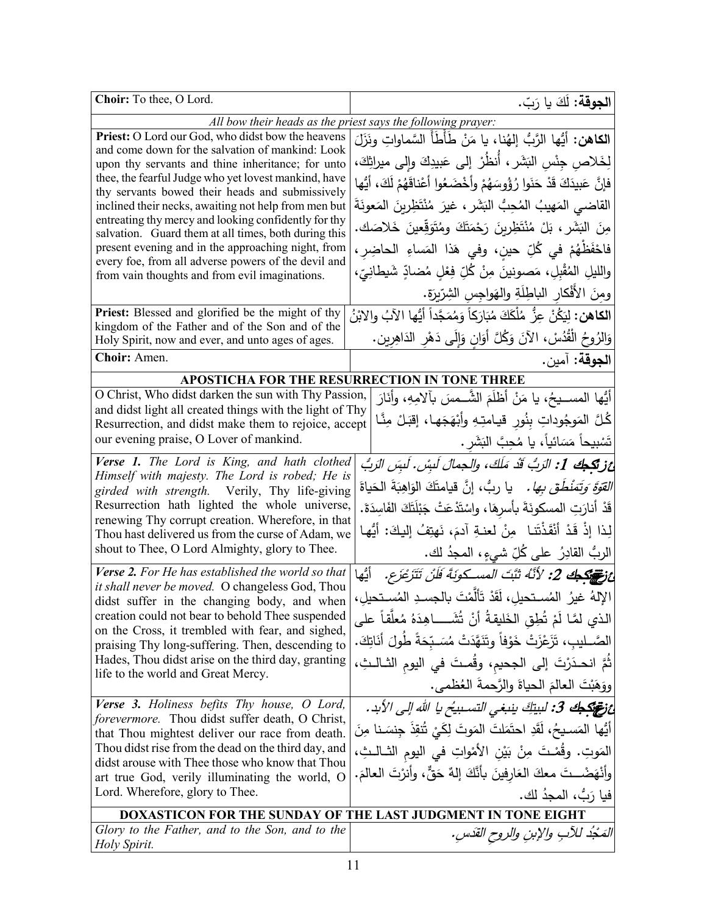| | |
|---|---|
| **Choir:** To thee, O Lord. | **الجوقة:** لَكَ يا رَبّ. |
| *All bow their heads as the priest says the following prayer:* | |
| **Priest:** O Lord our God, who didst bow the heavens and come down for the salvation of mankind: Look upon thy servants and thine inheritance; for unto thee, the fearful Judge who yet lovest mankind, have thy servants bowed their heads and submissively inclined their necks, awaiting not help from men but entreating thy mercy and looking confidently for thy salvation. Guard them at all times, both during this present evening and in the approaching night, from every foe, from all adverse powers of the devil and from vain thoughts and from evil imaginations. | **الكاهن:** أيُّها الرَّبُّ إلهُنا، يا مَنْ طَأْطَأَ السَّماواتِ ونَزَلَ لِخَلاصِ جِنْسِ البَشَر، أُنظُرْ إلى عَبيدِكَ وإلى ميراثِكَ، فإنَّ عَبيدَكَ قَدْ حَنَوا رُؤُوسَهُمْ وأَخْضَعُوا أعْناقَهُمْ لَكَ، أيُّها القاضي المَهيبُ المُحِبُّ البَشَر، غيرَ مُنْتَظِرينَ المَعونَةَ مِنَ البَشَر، بَلْ مُنْتَظِرينَ رَحْمَتَكَ ومُتَوَقِّعينَ خَلاصَك. فاحْفَظْهُمْ في كُلِّ حينٍ، وفي هَذا المَساءِ الحاضِرِ، والليلِ المُقْبِلِ، مَصونينَ مِنْ كُلِّ فِعْلٍ مُضادٍّ شَيطانِيّ، ومِنَ الأَفْكارِ الباطِلَةِ والهَواجِسِ الشِرّيرَة. |
| **Priest:** Blessed and glorified be the might of thy kingdom of the Father and of the Son and of the Holy Spirit, now and ever, and unto ages of ages. | **الكاهن:** لِيَكُنْ عِزُّ مُلْكِكَ مُبَارَكاً وَمُمَجَّداً أيُّها الآبُ والابْنُ وَالرُوحُ الْقُدُسْ، الآنَ وَكُلَّ أوَانٍ وَإِلَى دَهْرِ الدَاهِرين. |
| **Choir:** Amen. | **الجوقة:** آمين. |
| **APOSTICHA FOR THE RESURRECTION IN TONE THREE** | |
| O Christ, Who didst darken the sun with Thy Passion, and didst light all created things with the light of Thy Resurrection, and didst make them to rejoice, accept our evening praise, O Lover of mankind. | أيُّها المسيحُ، يا مَنْ أظلَمَ الشَّمسَ بآلامِهِ، وأنارَ كُلَّ المَوجُوداتِ بِنُورِ قيامتِهِ وأبْهَجَها، إقبَلْ مِنَّا تَسْبيحاً مَسَائياً، يا مُحِبَّ البَشَر. |
| ***Verse 1.*** *The Lord is King, and hath clothed Himself with majesty. The Lord is robed; He is girded with strength.* Verily, Thy life-giving Resurrection hath lighted the whole universe, renewing Thy corrupt creation. Wherefore, in that Thou hast delivered us from the curse of Adam, we shout to Thee, O Lord Almighty, glory to Thee. | ***عدد 1:*** *الرَبُّ قَدْ مَلَكَ، والجمالَ لَبِسْ. لَبِسَ الرَبُّ القوّةَ وَتَمَنْطَقَ بها.* يا ربُّ، إنَّ قيامتَكَ الوَاهِبَةَ الحَياةَ قَدْ أنارَتِ المسكونَةَ بأسرِها، واسْتَدْعَتْ جَبْلَتَكَ الفاسِدَةَ. لِذا إذْ قَدْ أنْقَذْتَنا مِنْ لعنةِ آدمَ، نَهتِفُ إليكَ: أيُّها الربُّ القادِرُ على كُلِّ شيءٍ، المجدُ لك. |
| ***Verse 2.*** *For He has established the world so that it shall never be moved.* O changeless God, Thou didst suffer in the changing body, and when creation could not bear to behold Thee suspended on the Cross, it trembled with fear, and sighed, praising Thy long-suffering. Then, descending to Hades, Thou didst arise on the third day, granting life to the world and Great Mercy. | ***عدد 2:*** *لأنّهُ ثبّتَ المسكونَةَ فَلَنْ تَتَزَعْزَع.* أيُّها الإلهُ غيرُ المُستحيل، لَقَدْ تَألَّمْتَ بالجسدِ المُستحيل، الذي لمَّا لَمْ تُطِقِ الخَليقةُ أنْ تُشاهِدَهُ مُعلَّقاً على الصَّليبِ، تَزَعْزَتْ خَوْفاً وتَنَهَّدَتْ مُسَبِّحَةً طُولَ أناتِكَ. ثُمَّ انحدَرْتَ إلى الجحيمِ، وقُمتَ في اليومِ الثالثِ، ووَهَبْتَ العالمَ الحياةَ والرَّحمةَ العُظمى. |
| ***Verse 3.*** *Holiness befits Thy house, O Lord, forevermore.* Thou didst suffer death, O Christ, that Thou mightest deliver our race from death. Thou didst rise from the dead on the third day, and didst arouse with Thee those who know that Thou art true God, verily illuminating the world, O Lord. Wherefore, glory to Thee. | ***عدد 3:*** *لبيتِكَ ينبغي التسبيحُ يا الله إلى الأبد.* أيُّها المَسيحُ، لَقَدِ احتَمَلتَ المَوتَ لِكَيْ تُنقِذَ جِنسَنا مِنَ المَوتِ. وقُمْتَ مِنْ بَيْنِ الأمْواتِ في اليومِ الثالثِ، وأنْهَضْتَ معكَ العَارِفينَ بأنَّكَ إلهٌ حَقٌّ، وأنرْتَ العالمَ. فيا رَبُّ، المجدُ لك. |
| **DOXASTICON FOR THE SUNDAY OF THE LAST JUDGMENT IN TONE EIGHT** | |
| *Glory to the Father, and to the Son, and to the Holy Spirit.* | *المَجْدُ للآبِ والإبنِ والروحِ القدس.* |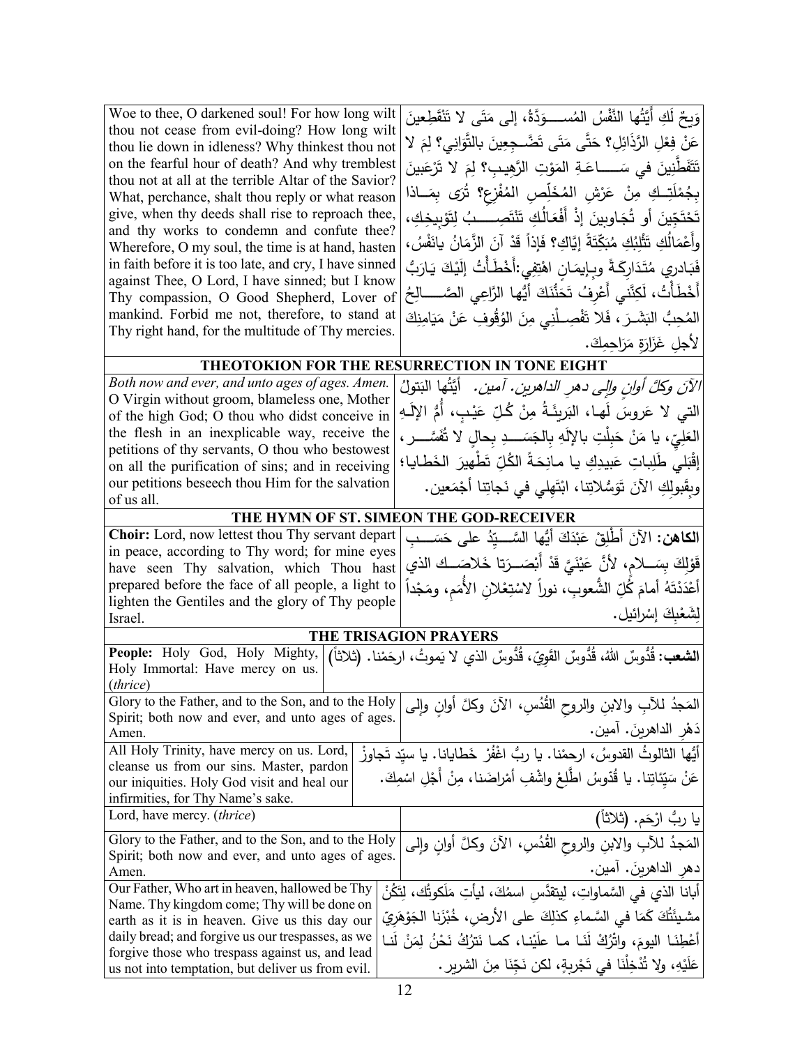| Woe to thee, O darkened soul! For how long wilt thou not cease from evil-doing? How long wilt thou lie down in idleness? Why thinkest thou not on the fearful hour of death? And why tremblest thou not at all at the terrible Altar of the Savior? What, perchance, shalt thou reply or what reason give, when thy deeds shall rise to reproach thee, and thy works to condemn and confute thee? Wherefore, O my soul, the time is at hand, hasten in faith before it is too late, and cry, I have sinned against Thee, O Lord, I have sinned; but I know Thy compassion, O Good Shepherd, Lover of mankind. Forbid me not, therefore, to stand at Thy right hand, for the multitude of Thy mercies. | وَيحٌ لَكِ أَيَّتُها النَّفْسُ المُســـوَدَّةُ، إلى مَتَى لا تَنْقَطِعينَ عَنْ فِعْلِ الرَّذائِلِ؟ حَتَّى مَتَى تَضَّـجِعينَ بالتَّواني؟ لِمَ لا تَتَفَطَّنينَ في سَــــاعَـةِ المَوْتِ الرَّهيـبِ؟ لِمَ لا تَرْعَبينَ بِجُمْلَتِــكِ مِنْ عَرْشِ المُخَلِّصِ المُفْزِعِ؟ تُرَى بِمَــاذا تَحْتَجِّينَ أو تُجَاوبينَ إذْ أَفْعالُكِ تَنْتَصِــــبُ لِتَوْبيخِكِ، وأَعْمَالُكِ تَثْلِبُكِ مُبَكِّتَةً إيَّاكِ؟ فَإذاً قَدْ آنَ الزَّمانُ يانَفْسُ، فَبَادري مُتَدارِكَةً وبِإيمَانٍ اهْتِفِي:أَخْطَأْتُ إلَيْكَ يَارَبُّ أَخْطَأْتُ، لَكِنَّني أَعْرِفُ تَحَنُّنَكَ أيُّها الرَّاعِي الصَّــالِحُ المُحِبُّ البَشَـرَ، فَلا تَفْصِـلْني مِنَ الوُقُوفِ عَنْ مَيَامِنِكَ لأجلِ غَزَارَةِ مَرَاحِمِكَ. |
|---|---|

**THEOTOKION FOR THE RESURRECTION IN TONE EIGHT**

| *Both now and ever, and unto ages of ages. Amen.* O Virgin without groom, blameless one, Mother of the high God; O thou who didst conceive in the flesh in an inexplicable way, receive the petitions of thy servants, O thou who bestowest on all the purification of sins; and in receiving our petitions beseech thou Him for the salvation of us all. | *الآنَ وكلَّ أوانٍ وإلى دهرِ الداهرين. آمين.* أيَّتُها البَتولُ التي لا عَروسَ لَها، البَريئَـةُ مِنْ كُلِّ عَيْبٍ، أُمُّ الإلَـهِ العَلِيّ، يا مَنْ حَبِلْتِ بالإلَهِ بِالجَسَــدِ بِحالٍ لا تُفَسَّــر، إقْبَلي طَلِباتِ عَبيدِكِ يا مانِحَةَ الكُلِّ تَطْهيرَ الخَطايا؛ وبِقَبولِكِ الآنَ تَوَسُّلاتِنا، ابْتَهِلي في نَجاتِنا أجْمَعين. |
|---|---|

**THE HYMN OF ST. SIMEON THE GOD-RECEIVER**

| **Choir:** Lord, now lettest thou Thy servant depart in peace, according to Thy word; for mine eyes have seen Thy salvation, which Thou hast prepared before the face of all people, a light to lighten the Gentiles and the glory of Thy people Israel. | **الكاهن:** الآنَ أَطْلِقْ عَبْدَكَ أيُّها السَّـيِّدُ على حَسَــبِ قَوْلِكَ بِسَــلامٍ، لأنَّ عَيْنَيَّ قَدْ أَبْصَـرَتا خَلاصَــك الذي أَعْدَدْتَهُ أمامَ كُلِّ الشُّعوبِ، نوراً لاسْتِعْلانِ الأُمَمِ، ومَجْداً لِشَعْبِكَ إسْرائيل. |
|---|---|

**THE TRISAGION PRAYERS**

| **People:** Holy God, Holy Mighty, Holy Immortal: Have mercy on us. (*thrice*) | **الشعب:** قُدُّوسٌ اللهُ، قُدُّوسٌ القَوِيّ، قُدُّوسٌ الذي لا يَموتُ، ارحَمْنا. (ثلاثاً) |
|---|---|
| Glory to the Father, and to the Son, and to the Holy Spirit; both now and ever, and unto ages of ages. Amen. | المَجدُ للآبِ والابنِ والروحِ القُدُسِ، الآنَ وكلَّ أوانٍ وإلى دَهْرِ الداهرينَ. آمين. |
| All Holy Trinity, have mercy on us. Lord, cleanse us from our sins. Master, pardon our iniquities. Holy God visit and heal our infirmities, for Thy Name's sake. | أيُّها الثالوثُ القدوسُ، ارحمْنا. يا ربُّ اغْفُرْ خَطايانا. يا سيّد تَجاوزْ عَنْ سَيِّئاتِنا. يا قُدّوسُ اطَّلِعْ واشْفِ أمْراضَنا، مِنْ أَجْلِ اسْمِكَ. |
| Lord, have mercy. (*thrice*) | يا ربُّ ارْحَم. (ثلاثاً) |
| Glory to the Father, and to the Son, and to the Holy Spirit; both now and ever, and unto ages of ages. Amen. | المَجدُ للآبِ والابنِ والروحِ القُدُسِ، الآنَ وكلَّ أوانٍ وإلى دهرِ الداهرينَ. آمين. |
| Our Father, Who art in heaven, hallowed be Thy Name. Thy kingdom come; Thy will be done on earth as it is in heaven. Give us this day our daily bread; and forgive us our trespasses, as we forgive those who trespass against us, and lead us not into temptation, but deliver us from evil. | أبانا الذي في السَّماواتِ، لِيتقدَّسِ اسمُكَ، ليأتِ مَلَكوتُك، لِتَكُنْ مشيئَتُكَ كَمَا في السَّماءِ كذلِكَ على الأرضِ، خُبْزَنا الجَوْهَرِيّ أَعْطِنَـا اليومَ، واتْرُكْ لَنَـا مـا علَيْنـا، كمـا نَتْرُكُ نَحْنُ لِمَنْ لَنـا عَلَيْهِ، ولا تُدْخِلْنَا في تَجْرِبةٍ، لكن نَجِّنَا مِنَ الشرير. |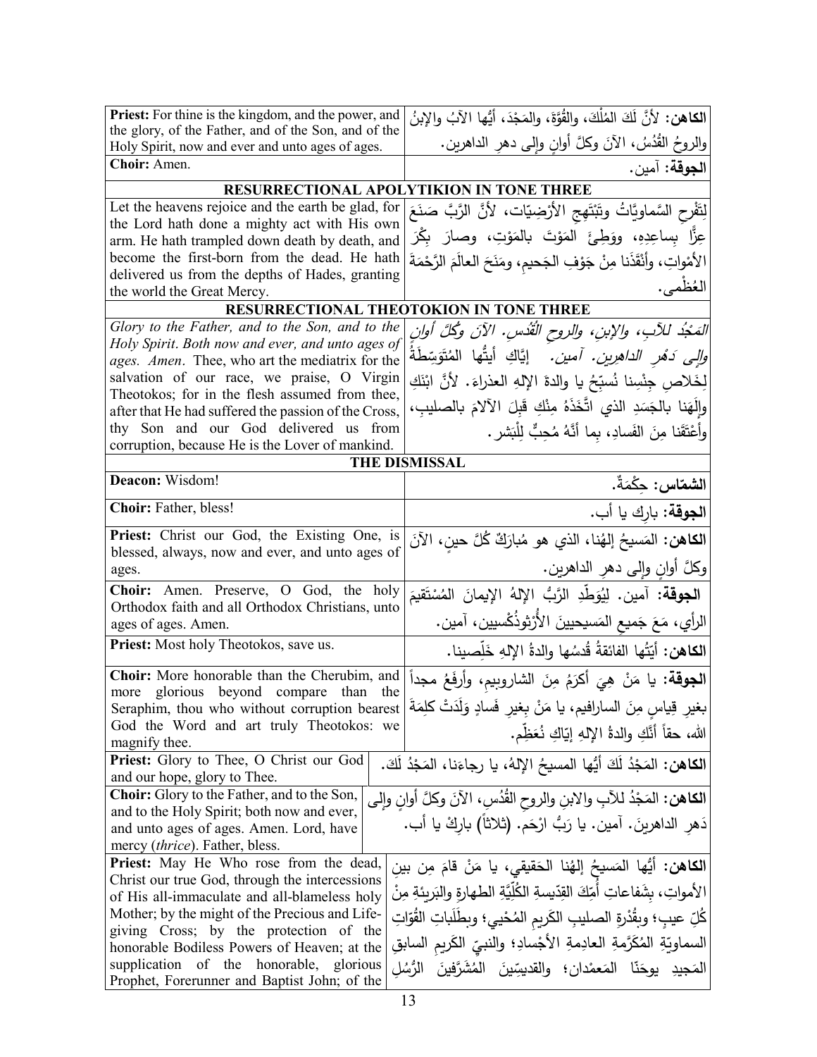| English | Arabic |
| --- | --- |
| **Priest:** For thine is the kingdom, and the power, and the glory, of the Father, and of the Son, and of the Holy Spirit, now and ever and unto ages of ages. | **الكاهن:** لأنَّ لَكَ المُلْكَ، والقُوَّةَ، والمَجْدَ، أيُّها الآبُ والإبنُ والروحُ القُدُسُ، الآنَ وكلَّ أوانٍ وإلى دهرِ الداهرين. |
| **Choir:** Amen. | **الجوقة:** آمين. |
| **RESURRECTIONAL APOLYTIKION IN TONE THREE** | |
| Let the heavens rejoice and the earth be glad, for the Lord hath done a mighty act with His own arm. He hath trampled down death by death, and become the first-born from the dead. He hath delivered us from the depths of Hades, granting the world the Great Mercy. | لِتَفْرحِ السَّماويَّاتُ وتَبْتَهِجِ الأرْضِيّات، لأنَّ الرَّبَّ صَنَعَ عِزًّا بِساعِدِهِ، ووَطِئَ المَوْتَ بالمَوْتِ، وصارَ بِكْرَ الأمْواتِ، وأنْقَذَنا مِنْ جَوْفِ الجَحيمِ، ومَنَحَ العالَمَ الرَّحْمَةَ العُظْمى. |
| **RESURRECTIONAL THEOTOKION IN TONE THREE** | |
| *Glory to the Father, and to the Son, and to the Holy Spirit. Both now and ever, and unto ages of ages. Amen.* Thee, who art the mediatrix for the salvation of our race, we praise, O Virgin Theotokos; for in the flesh assumed from thee, after that He had suffered the passion of the Cross, thy Son and our God delivered us from corruption, because He is the Lover of mankind. | *المَجْدُ للآبِ، والإبنِ، والروحِ القُدُس. الآنَ وكُلَّ أوانٍ وإلى دَهْرِ الداهرين. آمين.* إيَّاكِ أيتُّها المُتَوَسِّطَةُ لِخَلاصِ جِنْسِنا نُسبِّحُ يا والدةَ الإلهِ العذراءَ. لأنَّ ابْنَكِ وإلَهَنا بالجَسَدِ الذي اتَّخَذَهُ مِنْكِ قَبِلَ الآلامَ بالصليبِ، وأعْتَقَنا مِنَ الفَسادِ، بِما أنَّهُ مُحِبٌّ لِلْبَشر. |
| **THE DISMISSAL** | |
| **Deacon:** Wisdom! | **الشمّاس:** حِكْمَةٌ. |
| **Choir:** Father, bless! | **الجوقة:** بارِك يا أب. |
| **Priest:** Christ our God, the Existing One, is blessed, always, now and ever, and unto ages of ages. | **الكاهن:** المَسيحُ إلهُنا، الذي هو مُبارَكٌ كُلَّ حينٍ، الآنَ وكلَّ أوانٍ وإلى دهرِ الداهرين. |
| **Choir:** Amen. Preserve, O God, the holy Orthodox faith and all Orthodox Christians, unto ages of ages. Amen. | **الجوقة:** آمين. لِيُوَطِّدِ الرَّبُّ الإلهُ الإيمانَ المُسْتَقيمَ الرأيِ، مَعَ جَميعِ المَسيحيينَ الأُرْثوذُكْسيين، آمين. |
| **Priest:** Most holy Theotokos, save us. | **الكاهن:** أيَّتُها الفائقةُ قُدسُها والدةُ الإلهِ خَلِّصينا. |
| **Choir:** More honorable than the Cherubim, and more glorious beyond compare than the Seraphim, thou who without corruption bearest God the Word and art truly Theotokos: we magnify thee. | **الجوقة:** يا مَنْ هِيَ أكرَمُ مِنَ الشاروبيم، وأرفَعُ مجداً بغيرِ قِياسٍ مِنَ السارافيم، يا مَنْ بغيرِ فَسادٍ وَلَدَتْ كلِمَةَ الله، حقاً أنَّكِ والدةُ الإلهِ إيّاكِ نُعَظِّم. |
| **Priest:** Glory to Thee, O Christ our God and our hope, glory to Thee. | **الكاهن:** المَجْدُ لَكَ أيُّها المسيحُ الإلهُ، يا رجاءَنا، المَجْدُ لَكَ. |
| **Choir:** Glory to the Father, and to the Son, and to the Holy Spirit; both now and ever, and unto ages of ages. Amen. Lord, have mercy (*thrice*). Father, bless. | **الكاهن:** المَجْدُ للآبِ والابنِ والروحِ القُدُسِ، الآنَ وكلَّ أوانٍ وإلى دَهرِ الداهرينَ. آمين. يا رَبُّ ارْحَم. (ثلاثاً) بارِكْ يا أب. |
| **Priest:** May He Who rose from the dead, Christ our true God, through the intercessions of His all-immaculate and all-blameless holy Mother; by the might of the Precious and Life-giving Cross; by the protection of the honorable Bodiless Powers of Heaven; at the supplication of the honorable, glorious Prophet, Forerunner and Baptist John; of the | **الكاهن:** أيُّها المَسيحُ إلهُنا الحَقيقي، يا مَنْ قامَ مِن بين الأمواتِ، بِشَفاعاتِ أُمِّكَ القِدّيسةِ الكُلِّيَّةِ الطهارةِ والبَريئةِ مِنْ كُلِّ عيبٍ؛ وبِقُدْرةِ الصليبِ الكَريمِ المُحْيي؛ وبطَلَباتِ القُوّاتِ السماويّةِ المُكَرَّمةِ العادِمةِ الأجْسادِ؛ والنبيِّ الكَريمِ السابقِ المَجيدِ يوحَنّا المَعمْدان؛ والقديسِّينَ المُشَرَّفينَ الرُّسُلِ |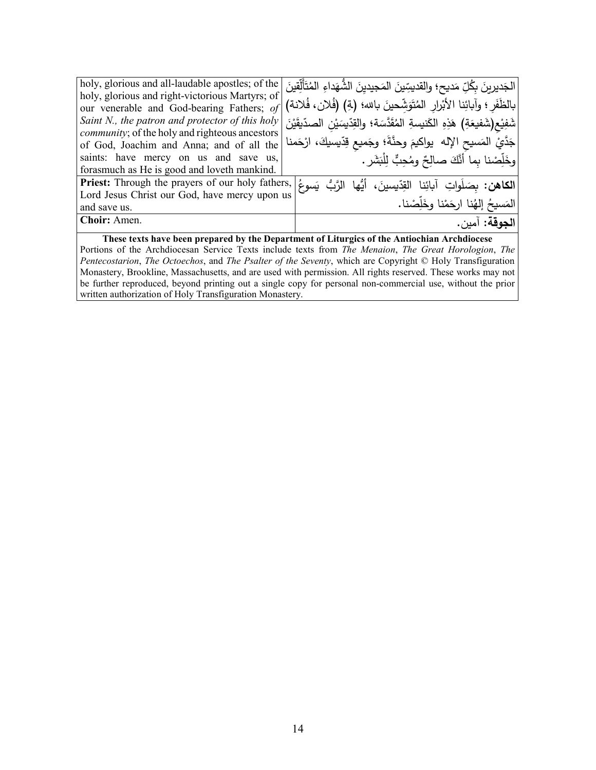| | |
|---|---|
| holy, glorious and all-laudable apostles; of the holy, glorious and right-victorious Martyrs; of our venerable and God-bearing Fathers; *of Saint N., the patron and protector of this holy community*; of the holy and righteous ancestors of God, Joachim and Anna; and of all the saints: have mercy on us and save us, forasmuch as He is good and loveth mankind. | الجَديرينَ بِكُلِّ مَديح؛ والقديسِّينَ المَجيدينَ الشُّهَداءِ المُتأَلِّقينَ بالظَفَرِ؛ وآبائِنا الأبْرارِ المُتَوَشِّحينَ بالله؛ (بِةِ) (فُلان، فُلانة) شَفِيْع(شَفيعَةِ) هَذِهِ الكَنيسةِ المُقَدَّسَة؛ والقِدّيسَيْنِ الصدّيقَيْنَ جَدَّيْ المَسيحِ الإله يواكيمَ وحنَّةَ؛ وجَميعِ قِدّيسيكَ، ارْحَمنا وخَلِّصْنا بِما أنَّكَ صالِحٌ ومُحِبٌّ لِلْبَشَر. |
| **Priest:** Through the prayers of our holy fathers, Lord Jesus Christ our God, have mercy upon us and save us. | **الكاهن:** بِصَلَواتِ آبائِنا القِدّيسينَ، أيُّها الرَّبُّ يَسوعُ المَسيحُ إلهُنا ارحَمْنا وخَلِّصْنا. |
| **Choir:** Amen. | **الجوقة:** آمين. |

**These texts have been prepared by the Department of Liturgics of the Antiochian Archdiocese**

Portions of the Archdiocesan Service Texts include texts from *The Menaion*, *The Great Horologion*, *The Pentecostarion*, *The Octoechos*, and *The Psalter of the Seventy*, which are Copyright © Holy Transfiguration Monastery, Brookline, Massachusetts, and are used with permission. All rights reserved. These works may not be further reproduced, beyond printing out a single copy for personal non-commercial use, without the prior written authorization of Holy Transfiguration Monastery.